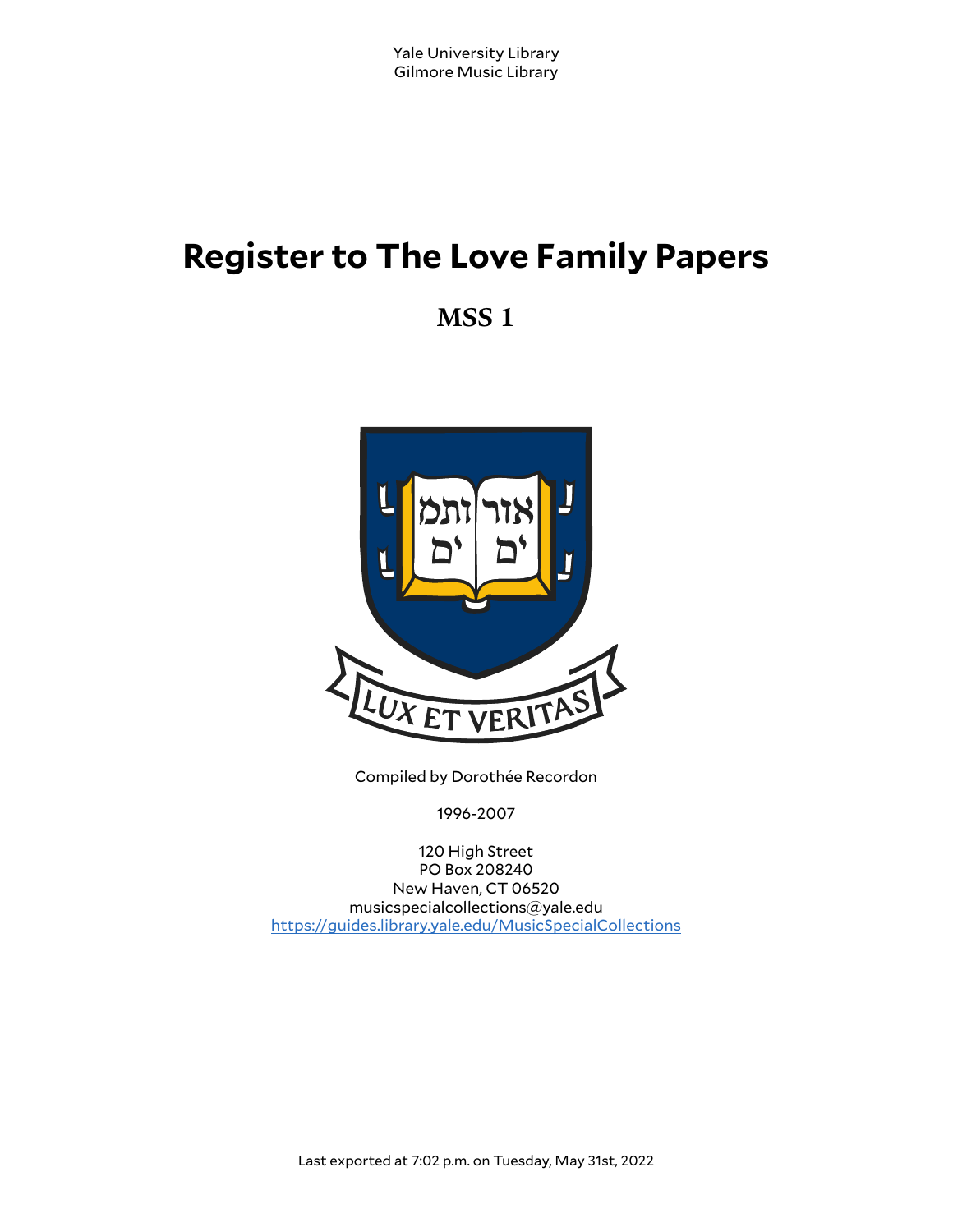Yale University Library
Gilmore Music Library

# Register to The Love Family Papers

## MSS 1

Compiled by Dorothée Recordon

1996-2007

120 High Street
PO Box 208240
New Haven, CT 06520
musicspecialcollections@yale.edu
https://guides.library.yale.edu/MusicSpecialCollections

Last exported at 7:02 p.m. on Tuesday, May 31st, 2022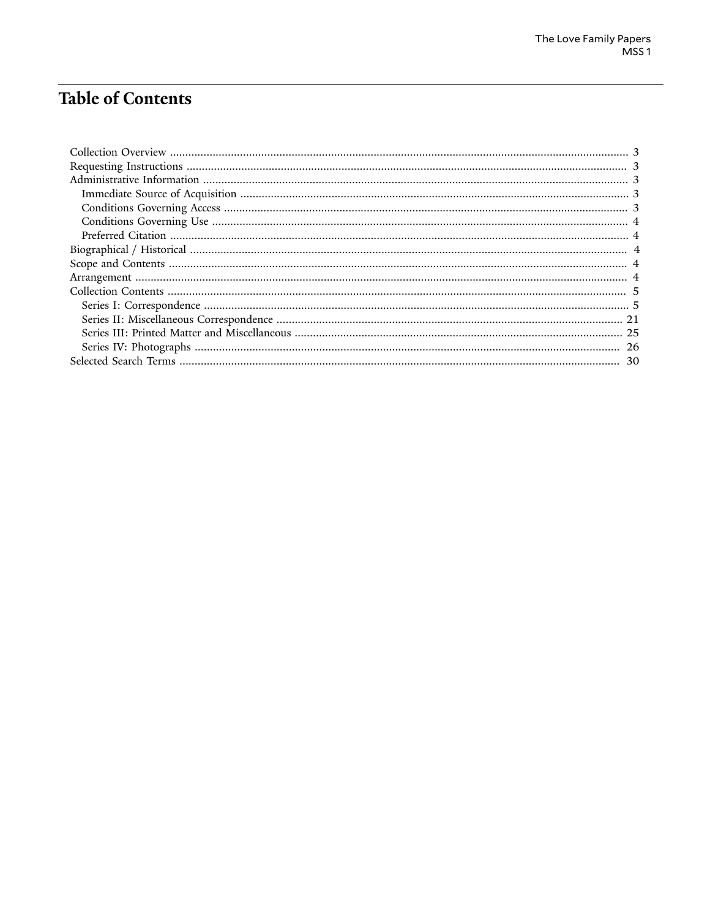# Table of Contents

- Collection Overview ........................................ 3
- Requesting Instructions ........................................ 3
- Administrative Information ........................................ 3
  - Immediate Source of Acquisition ........................................ 3
  - Conditions Governing Access ........................................ 3
  - Conditions Governing Use ........................................ 4
  - Preferred Citation ........................................ 4
- Biographical / Historical ........................................ 4
- Scope and Contents ........................................ 4
- Arrangement ........................................ 4
- Collection Contents ........................................ 5
  - Series I: Correspondence ........................................ 5
  - Series II: Miscellaneous Correspondence ........................................ 21
  - Series III: Printed Matter and Miscellaneous ........................................ 25
  - Series IV: Photographs ........................................ 26
- Selected Search Terms ........................................ 30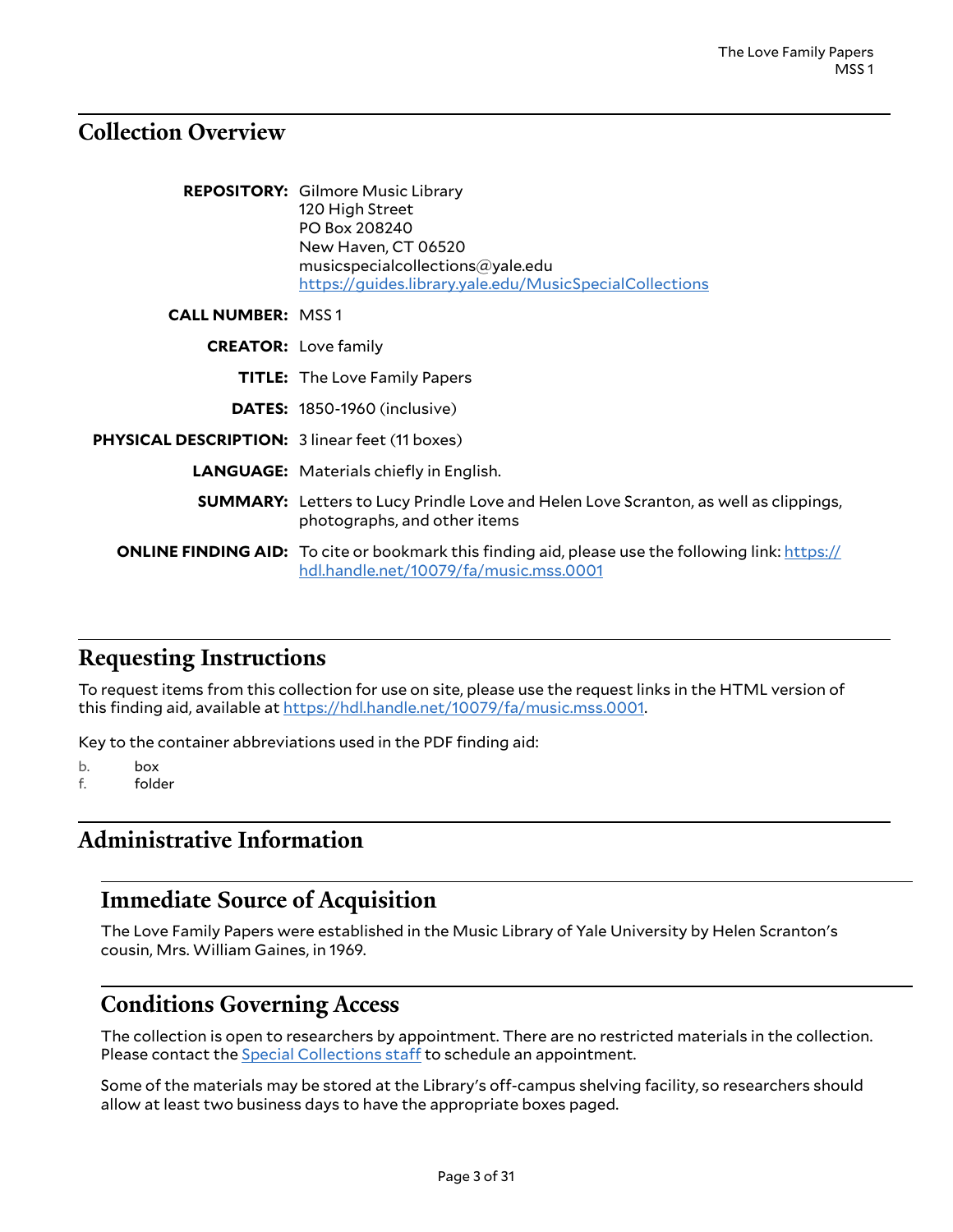## Collection Overview

**REPOSITORY:** Gilmore Music Library
120 High Street
PO Box 208240
New Haven, CT 06520
musicspecialcollections@yale.edu
[https://guides.library.yale.edu/MusicSpecialCollections](https://guides.library.yale.edu/MusicSpecialCollections)

**CALL NUMBER:** MSS 1

**CREATOR:** Love family

**TITLE:** The Love Family Papers

**DATES:** 1850-1960 (inclusive)

**PHYSICAL DESCRIPTION:** 3 linear feet (11 boxes)

**LANGUAGE:** Materials chiefly in English.

**SUMMARY:** Letters to Lucy Prindle Love and Helen Love Scranton, as well as clippings, photographs, and other items

**ONLINE FINDING AID:** To cite or bookmark this finding aid, please use the following link: [https://hdl.handle.net/10079/fa/music.mss.0001](https://hdl.handle.net/10079/fa/music.mss.0001)

## Requesting Instructions

To request items from this collection for use on site, please use the request links in the HTML version of this finding aid, available at [https://hdl.handle.net/10079/fa/music.mss.0001](https://hdl.handle.net/10079/fa/music.mss.0001).

Key to the container abbreviations used in the PDF finding aid:

b. box
f. folder

## Administrative Information

### Immediate Source of Acquisition

The Love Family Papers were established in the Music Library of Yale University by Helen Scranton's cousin, Mrs. William Gaines, in 1969.

### Conditions Governing Access

The collection is open to researchers by appointment. There are no restricted materials in the collection. Please contact the Special Collections staff to schedule an appointment.

Some of the materials may be stored at the Library's off-campus shelving facility, so researchers should allow at least two business days to have the appropriate boxes paged.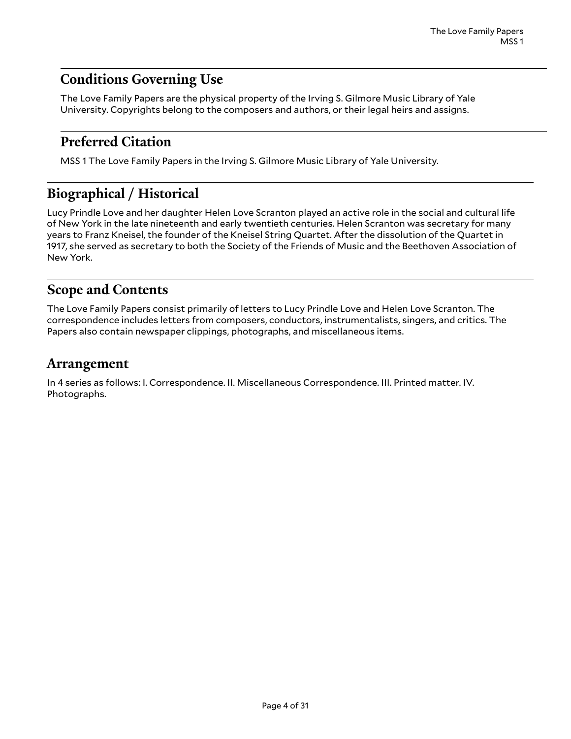## Conditions Governing Use

The Love Family Papers are the physical property of the Irving S. Gilmore Music Library of Yale University. Copyrights belong to the composers and authors, or their legal heirs and assigns.

## Preferred Citation

MSS 1 The Love Family Papers in the Irving S. Gilmore Music Library of Yale University.

# Biographical / Historical

Lucy Prindle Love and her daughter Helen Love Scranton played an active role in the social and cultural life of New York in the late nineteenth and early twentieth centuries. Helen Scranton was secretary for many years to Franz Kneisel, the founder of the Kneisel String Quartet. After the dissolution of the Quartet in 1917, she served as secretary to both the Society of the Friends of Music and the Beethoven Association of New York.

# Scope and Contents

The Love Family Papers consist primarily of letters to Lucy Prindle Love and Helen Love Scranton. The correspondence includes letters from composers, conductors, instrumentalists, singers, and critics. The Papers also contain newspaper clippings, photographs, and miscellaneous items.

# Arrangement

In 4 series as follows: I. Correspondence. II. Miscellaneous Correspondence. III. Printed matter. IV. Photographs.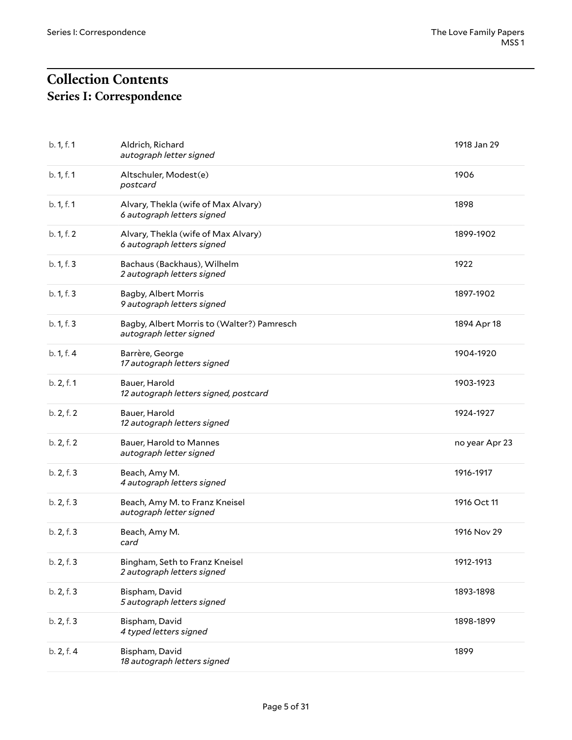# Collection Contents
## Series I: Correspondence

| | | |
|---|---|---|
| b. 1, f. 1 | Aldrich, Richard<br>*autograph letter signed* | 1918 Jan 29 |
| b. 1, f. 1 | Altschuler, Modest(e)<br>*postcard* | 1906 |
| b. 1, f. 1 | Alvary, Thekla (wife of Max Alvary)<br>*6 autograph letters signed* | 1898 |
| b. 1, f. 2 | Alvary, Thekla (wife of Max Alvary)<br>*6 autograph letters signed* | 1899-1902 |
| b. 1, f. 3 | Bachaus (Backhaus), Wilhelm<br>*2 autograph letters signed* | 1922 |
| b. 1, f. 3 | Bagby, Albert Morris<br>*9 autograph letters signed* | 1897-1902 |
| b. 1, f. 3 | Bagby, Albert Morris to (Walter?) Pamresch<br>*autograph letter signed* | 1894 Apr 18 |
| b. 1, f. 4 | Barrère, George<br>*17 autograph letters signed* | 1904-1920 |
| b. 2, f. 1 | Bauer, Harold<br>*12 autograph letters signed, postcard* | 1903-1923 |
| b. 2, f. 2 | Bauer, Harold<br>*12 autograph letters signed* | 1924-1927 |
| b. 2, f. 2 | Bauer, Harold to Mannes<br>*autograph letter signed* | no year Apr 23 |
| b. 2, f. 3 | Beach, Amy M.<br>*4 autograph letters signed* | 1916-1917 |
| b. 2, f. 3 | Beach, Amy M. to Franz Kneisel<br>*autograph letter signed* | 1916 Oct 11 |
| b. 2, f. 3 | Beach, Amy M.<br>*card* | 1916 Nov 29 |
| b. 2, f. 3 | Bingham, Seth to Franz Kneisel<br>*2 autograph letters signed* | 1912-1913 |
| b. 2, f. 3 | Bispham, David<br>*5 autograph letters signed* | 1893-1898 |
| b. 2, f. 3 | Bispham, David<br>*4 typed letters signed* | 1898-1899 |
| b. 2, f. 4 | Bispham, David<br>*18 autograph letters signed* | 1899 |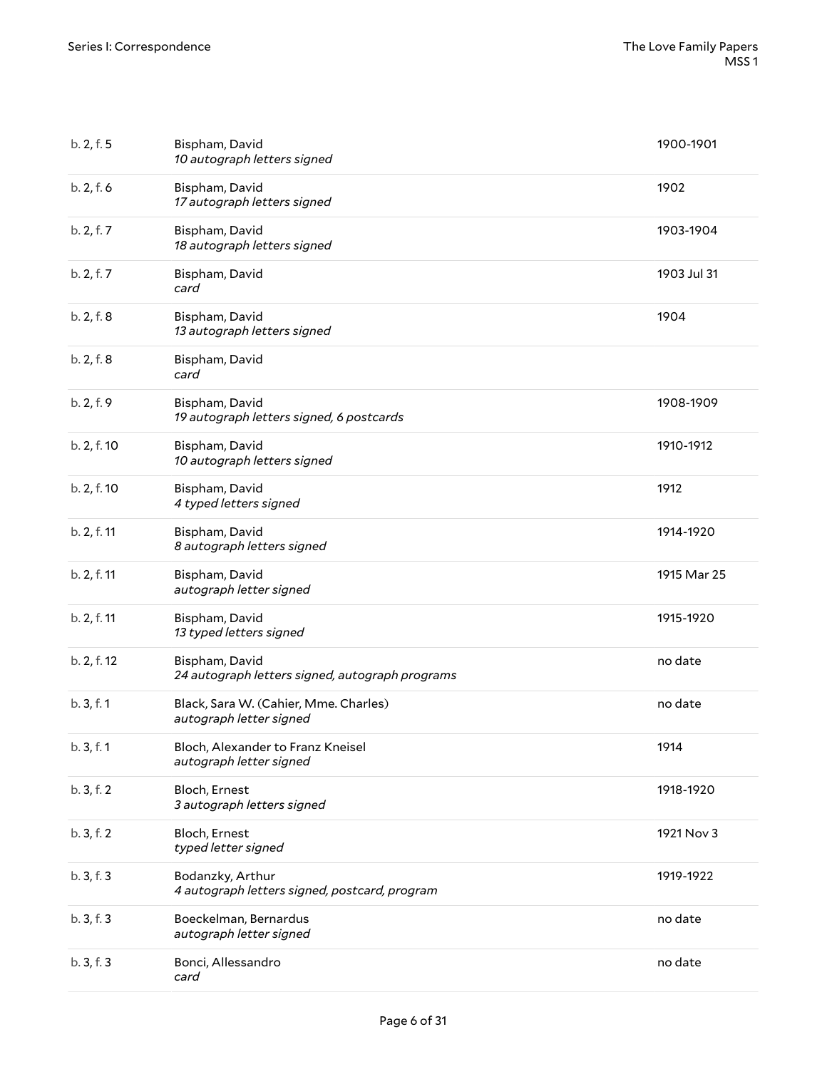| | | |
|---|---|---|
| b. 2, f. 5 | Bispham, David<br>*10 autograph letters signed* | 1900-1901 |
| b. 2, f. 6 | Bispham, David<br>*17 autograph letters signed* | 1902 |
| b. 2, f. 7 | Bispham, David<br>*18 autograph letters signed* | 1903-1904 |
| b. 2, f. 7 | Bispham, David<br>*card* | 1903 Jul 31 |
| b. 2, f. 8 | Bispham, David<br>*13 autograph letters signed* | 1904 |
| b. 2, f. 8 | Bispham, David<br>*card* | |
| b. 2, f. 9 | Bispham, David<br>*19 autograph letters signed, 6 postcards* | 1908-1909 |
| b. 2, f. 10 | Bispham, David<br>*10 autograph letters signed* | 1910-1912 |
| b. 2, f. 10 | Bispham, David<br>*4 typed letters signed* | 1912 |
| b. 2, f. 11 | Bispham, David<br>*8 autograph letters signed* | 1914-1920 |
| b. 2, f. 11 | Bispham, David<br>*autograph letter signed* | 1915 Mar 25 |
| b. 2, f. 11 | Bispham, David<br>*13 typed letters signed* | 1915-1920 |
| b. 2, f. 12 | Bispham, David<br>*24 autograph letters signed, autograph programs* | no date |
| b. 3, f. 1 | Black, Sara W. (Cahier, Mme. Charles)<br>*autograph letter signed* | no date |
| b. 3, f. 1 | Bloch, Alexander to Franz Kneisel<br>*autograph letter signed* | 1914 |
| b. 3, f. 2 | Bloch, Ernest<br>*3 autograph letters signed* | 1918-1920 |
| b. 3, f. 2 | Bloch, Ernest<br>*typed letter signed* | 1921 Nov 3 |
| b. 3, f. 3 | Bodanzky, Arthur<br>*4 autograph letters signed, postcard, program* | 1919-1922 |
| b. 3, f. 3 | Boeckelman, Bernardus<br>*autograph letter signed* | no date |
| b. 3, f. 3 | Bonci, Allessandro<br>*card* | no date |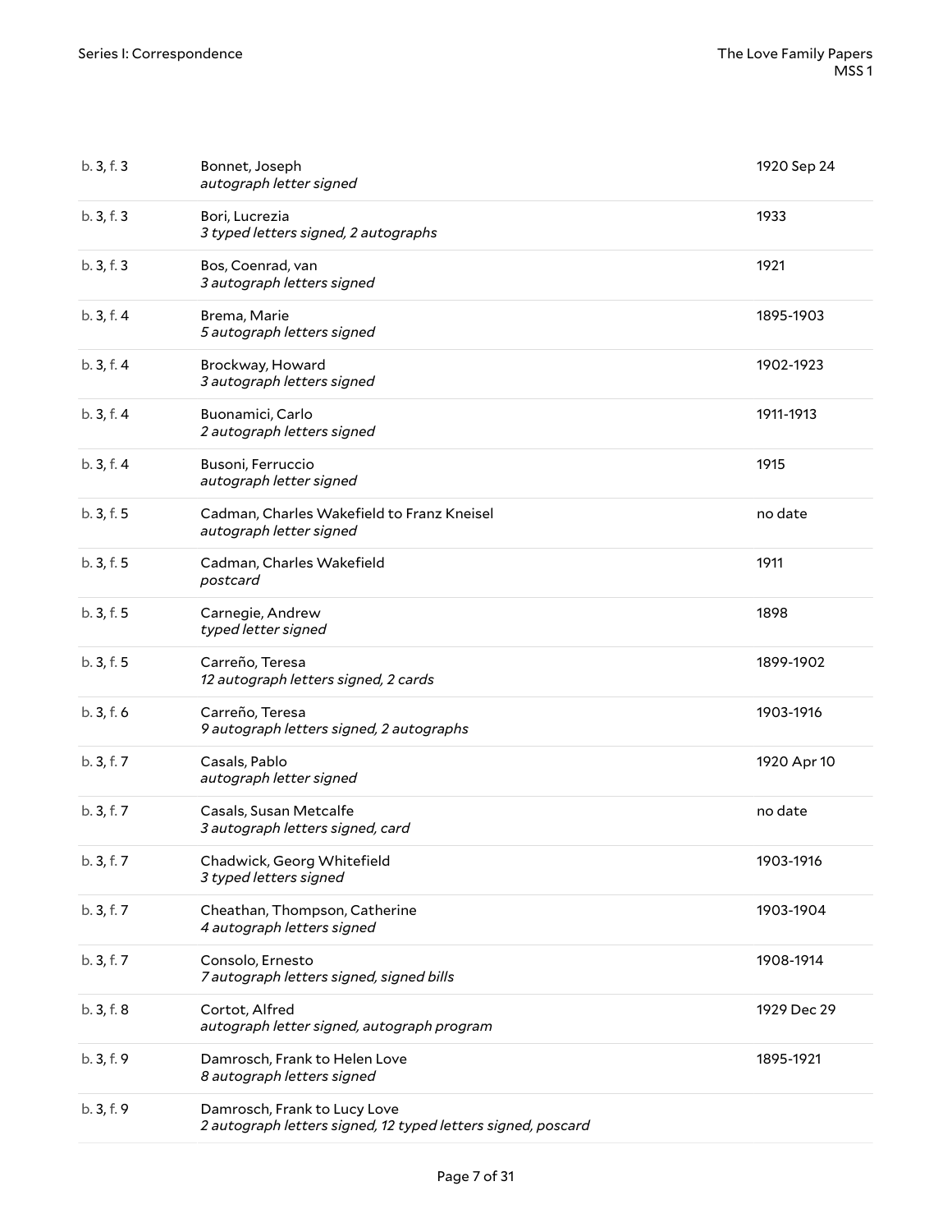| | | |
|---|---|---|
| b. 3, f. 3 | Bonnet, Joseph<br>*autograph letter signed* | 1920 Sep 24 |
| b. 3, f. 3 | Bori, Lucrezia<br>*3 typed letters signed, 2 autographs* | 1933 |
| b. 3, f. 3 | Bos, Coenrad, van<br>*3 autograph letters signed* | 1921 |
| b. 3, f. 4 | Brema, Marie<br>*5 autograph letters signed* | 1895-1903 |
| b. 3, f. 4 | Brockway, Howard<br>*3 autograph letters signed* | 1902-1923 |
| b. 3, f. 4 | Buonamici, Carlo<br>*2 autograph letters signed* | 1911-1913 |
| b. 3, f. 4 | Busoni, Ferruccio<br>*autograph letter signed* | 1915 |
| b. 3, f. 5 | Cadman, Charles Wakefield to Franz Kneisel<br>*autograph letter signed* | no date |
| b. 3, f. 5 | Cadman, Charles Wakefield<br>*postcard* | 1911 |
| b. 3, f. 5 | Carnegie, Andrew<br>*typed letter signed* | 1898 |
| b. 3, f. 5 | Carreño, Teresa<br>*12 autograph letters signed, 2 cards* | 1899-1902 |
| b. 3, f. 6 | Carreño, Teresa<br>*9 autograph letters signed, 2 autographs* | 1903-1916 |
| b. 3, f. 7 | Casals, Pablo<br>*autograph letter signed* | 1920 Apr 10 |
| b. 3, f. 7 | Casals, Susan Metcalfe<br>*3 autograph letters signed, card* | no date |
| b. 3, f. 7 | Chadwick, Georg Whitefield<br>*3 typed letters signed* | 1903-1916 |
| b. 3, f. 7 | Cheathan, Thompson, Catherine<br>*4 autograph letters signed* | 1903-1904 |
| b. 3, f. 7 | Consolo, Ernesto<br>*7 autograph letters signed, signed bills* | 1908-1914 |
| b. 3, f. 8 | Cortot, Alfred<br>*autograph letter signed, autograph program* | 1929 Dec 29 |
| b. 3, f. 9 | Damrosch, Frank to Helen Love<br>*8 autograph letters signed* | 1895-1921 |
| b. 3, f. 9 | Damrosch, Frank to Lucy Love<br>*2 autograph letters signed, 12 typed letters signed, poscard* | |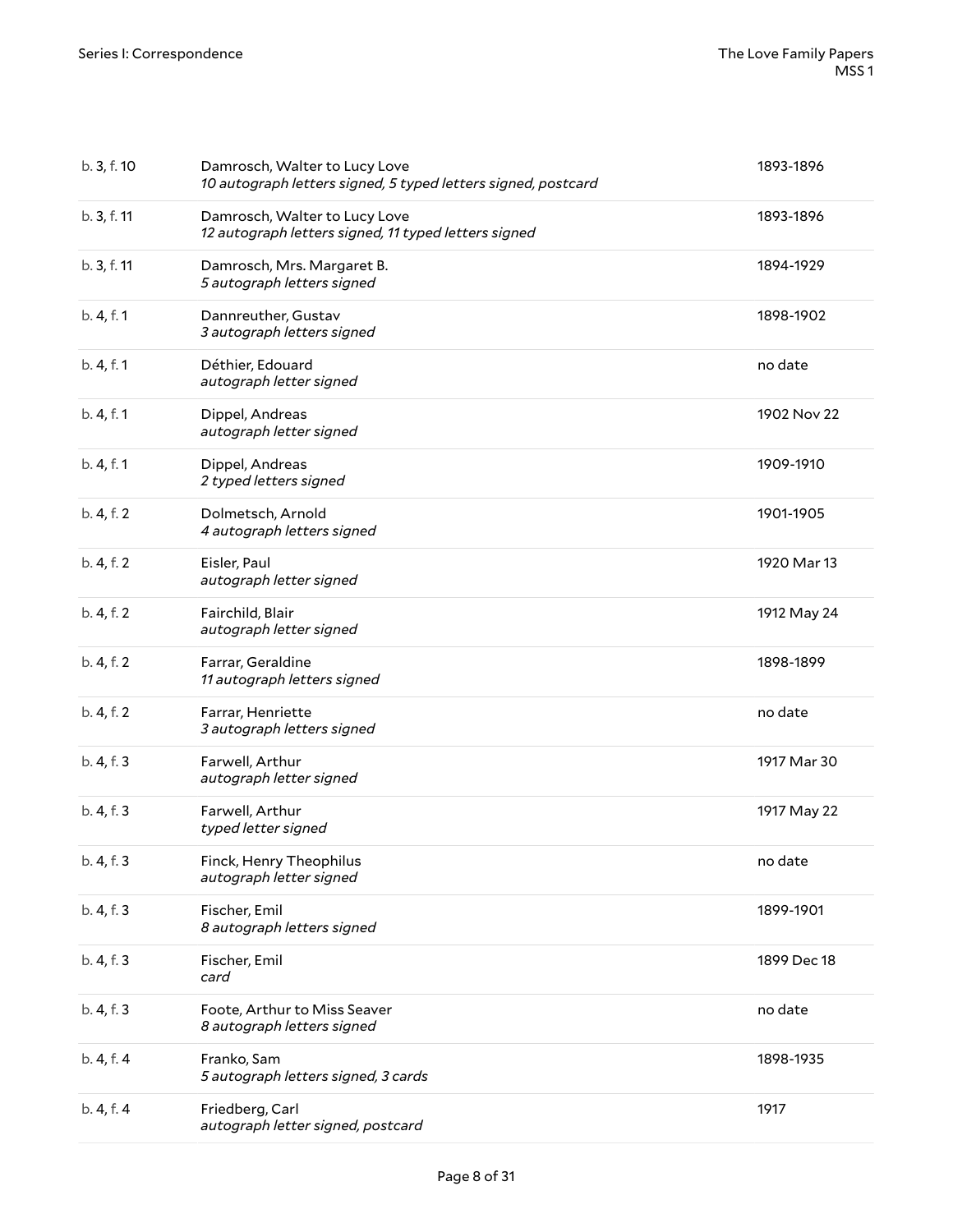| | | |
|---|---|---|
| b. 3, f. 10 | Damrosch, Walter to Lucy Love<br>*10 autograph letters signed, 5 typed letters signed, postcard* | 1893-1896 |
| b. 3, f. 11 | Damrosch, Walter to Lucy Love<br>*12 autograph letters signed, 11 typed letters signed* | 1893-1896 |
| b. 3, f. 11 | Damrosch, Mrs. Margaret B.<br>*5 autograph letters signed* | 1894-1929 |
| b. 4, f. 1 | Dannreuther, Gustav<br>*3 autograph letters signed* | 1898-1902 |
| b. 4, f. 1 | Déthier, Edouard<br>*autograph letter signed* | no date |
| b. 4, f. 1 | Dippel, Andreas<br>*autograph letter signed* | 1902 Nov 22 |
| b. 4, f. 1 | Dippel, Andreas<br>*2 typed letters signed* | 1909-1910 |
| b. 4, f. 2 | Dolmetsch, Arnold<br>*4 autograph letters signed* | 1901-1905 |
| b. 4, f. 2 | Eisler, Paul<br>*autograph letter signed* | 1920 Mar 13 |
| b. 4, f. 2 | Fairchild, Blair<br>*autograph letter signed* | 1912 May 24 |
| b. 4, f. 2 | Farrar, Geraldine<br>*11 autograph letters signed* | 1898-1899 |
| b. 4, f. 2 | Farrar, Henriette<br>*3 autograph letters signed* | no date |
| b. 4, f. 3 | Farwell, Arthur<br>*autograph letter signed* | 1917 Mar 30 |
| b. 4, f. 3 | Farwell, Arthur<br>*typed letter signed* | 1917 May 22 |
| b. 4, f. 3 | Finck, Henry Theophilus<br>*autograph letter signed* | no date |
| b. 4, f. 3 | Fischer, Emil<br>*8 autograph letters signed* | 1899-1901 |
| b. 4, f. 3 | Fischer, Emil<br>*card* | 1899 Dec 18 |
| b. 4, f. 3 | Foote, Arthur to Miss Seaver<br>*8 autograph letters signed* | no date |
| b. 4, f. 4 | Franko, Sam<br>*5 autograph letters signed, 3 cards* | 1898-1935 |
| b. 4, f. 4 | Friedberg, Carl<br>*autograph letter signed, postcard* | 1917 |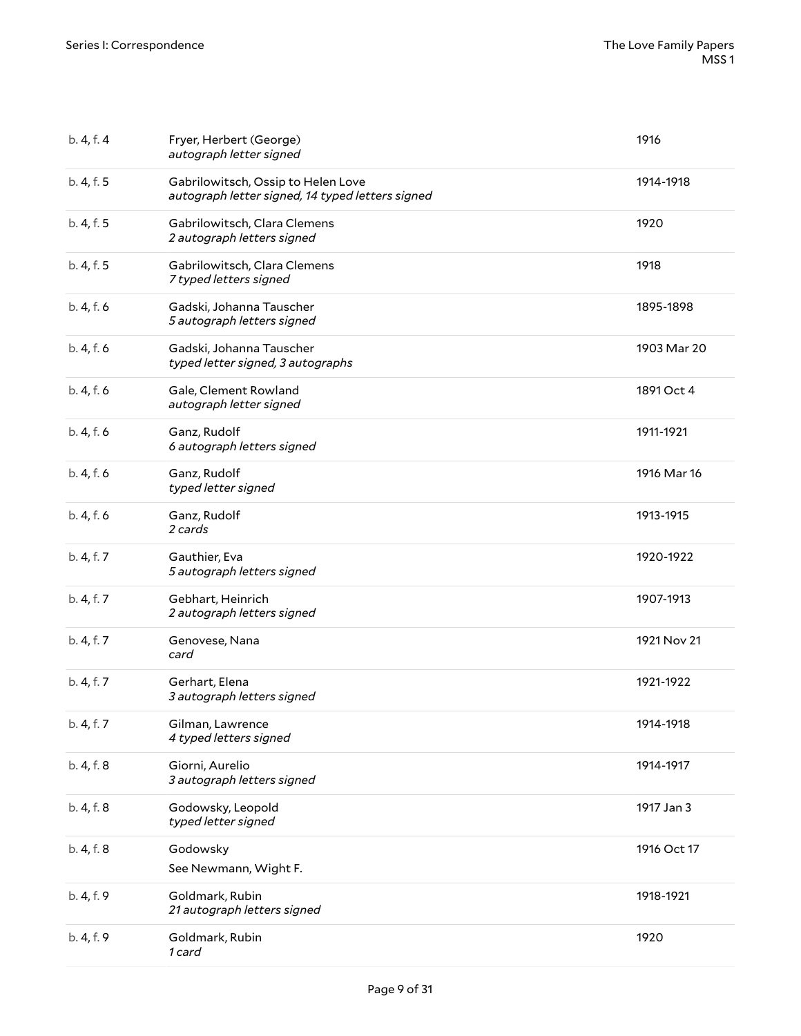| | | |
|---|---|---|
| b. 4, f. 4 | Fryer, Herbert (George)<br>*autograph letter signed* | 1916 |
| b. 4, f. 5 | Gabrilowitsch, Ossip to Helen Love<br>*autograph letter signed, 14 typed letters signed* | 1914-1918 |
| b. 4, f. 5 | Gabrilowitsch, Clara Clemens<br>*2 autograph letters signed* | 1920 |
| b. 4, f. 5 | Gabrilowitsch, Clara Clemens<br>*7 typed letters signed* | 1918 |
| b. 4, f. 6 | Gadski, Johanna Tauscher<br>*5 autograph letters signed* | 1895-1898 |
| b. 4, f. 6 | Gadski, Johanna Tauscher<br>*typed letter signed, 3 autographs* | 1903 Mar 20 |
| b. 4, f. 6 | Gale, Clement Rowland<br>*autograph letter signed* | 1891 Oct 4 |
| b. 4, f. 6 | Ganz, Rudolf<br>*6 autograph letters signed* | 1911-1921 |
| b. 4, f. 6 | Ganz, Rudolf<br>*typed letter signed* | 1916 Mar 16 |
| b. 4, f. 6 | Ganz, Rudolf<br>*2 cards* | 1913-1915 |
| b. 4, f. 7 | Gauthier, Eva<br>*5 autograph letters signed* | 1920-1922 |
| b. 4, f. 7 | Gebhart, Heinrich<br>*2 autograph letters signed* | 1907-1913 |
| b. 4, f. 7 | Genovese, Nana<br>*card* | 1921 Nov 21 |
| b. 4, f. 7 | Gerhart, Elena<br>*3 autograph letters signed* | 1921-1922 |
| b. 4, f. 7 | Gilman, Lawrence<br>*4 typed letters signed* | 1914-1918 |
| b. 4, f. 8 | Giorni, Aurelio<br>*3 autograph letters signed* | 1914-1917 |
| b. 4, f. 8 | Godowsky, Leopold<br>*typed letter signed* | 1917 Jan 3 |
| b. 4, f. 8 | Godowsky<br>See Newmann, Wight F. | 1916 Oct 17 |
| b. 4, f. 9 | Goldmark, Rubin<br>*21 autograph letters signed* | 1918-1921 |
| b. 4, f. 9 | Goldmark, Rubin<br>*1 card* | 1920 |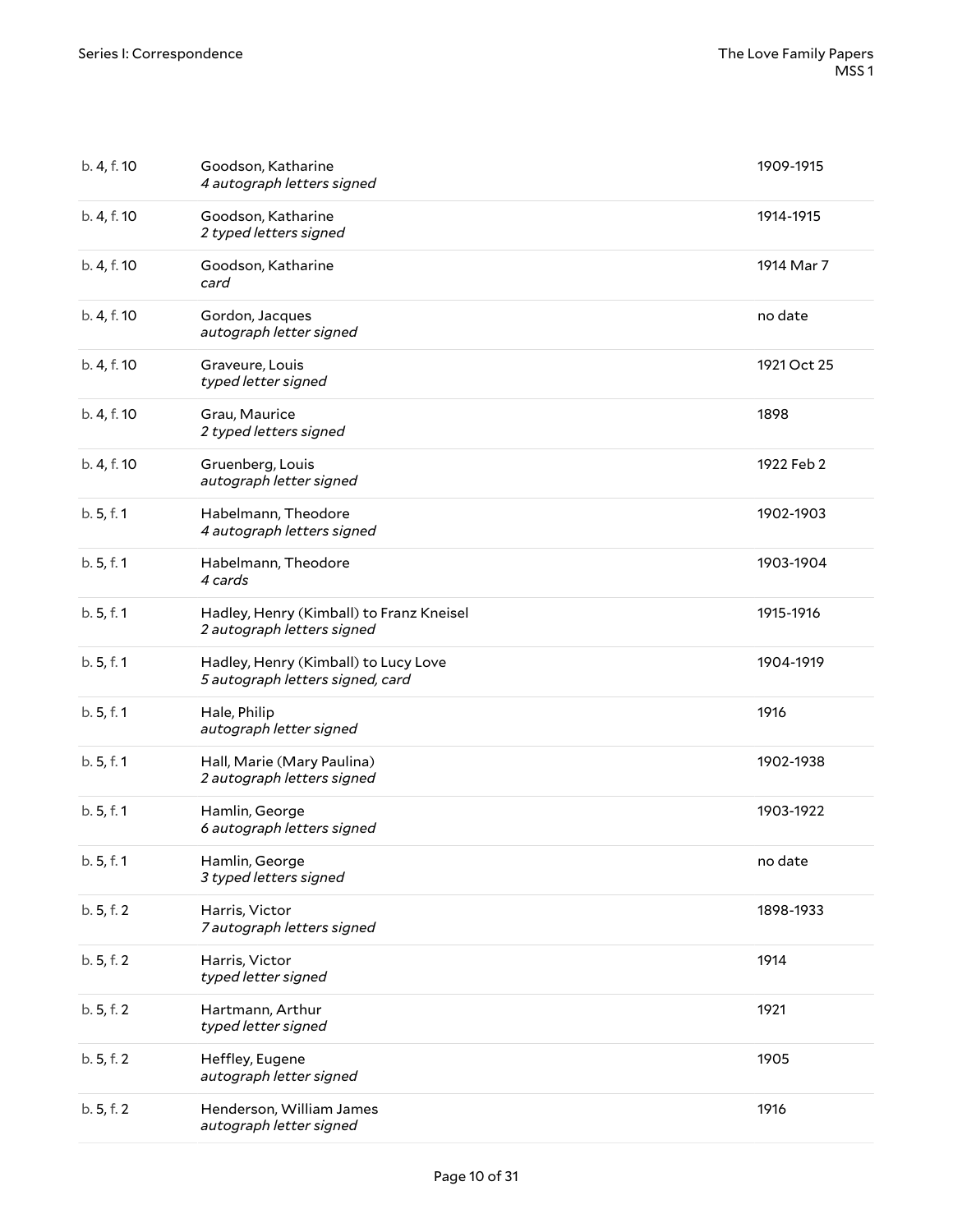| | | |
|---|---|---|
| b. 4, f. 10 | Goodson, Katharine<br>*4 autograph letters signed* | 1909-1915 |
| b. 4, f. 10 | Goodson, Katharine<br>*2 typed letters signed* | 1914-1915 |
| b. 4, f. 10 | Goodson, Katharine<br>*card* | 1914 Mar 7 |
| b. 4, f. 10 | Gordon, Jacques<br>*autograph letter signed* | no date |
| b. 4, f. 10 | Graveure, Louis<br>*typed letter signed* | 1921 Oct 25 |
| b. 4, f. 10 | Grau, Maurice<br>*2 typed letters signed* | 1898 |
| b. 4, f. 10 | Gruenberg, Louis<br>*autograph letter signed* | 1922 Feb 2 |
| b. 5, f. 1 | Habelmann, Theodore<br>*4 autograph letters signed* | 1902-1903 |
| b. 5, f. 1 | Habelmann, Theodore<br>*4 cards* | 1903-1904 |
| b. 5, f. 1 | Hadley, Henry (Kimball) to Franz Kneisel<br>*2 autograph letters signed* | 1915-1916 |
| b. 5, f. 1 | Hadley, Henry (Kimball) to Lucy Love<br>*5 autograph letters signed, card* | 1904-1919 |
| b. 5, f. 1 | Hale, Philip<br>*autograph letter signed* | 1916 |
| b. 5, f. 1 | Hall, Marie (Mary Paulina)<br>*2 autograph letters signed* | 1902-1938 |
| b. 5, f. 1 | Hamlin, George<br>*6 autograph letters signed* | 1903-1922 |
| b. 5, f. 1 | Hamlin, George<br>*3 typed letters signed* | no date |
| b. 5, f. 2 | Harris, Victor<br>*7 autograph letters signed* | 1898-1933 |
| b. 5, f. 2 | Harris, Victor<br>*typed letter signed* | 1914 |
| b. 5, f. 2 | Hartmann, Arthur<br>*typed letter signed* | 1921 |
| b. 5, f. 2 | Heffley, Eugene<br>*autograph letter signed* | 1905 |
| b. 5, f. 2 | Henderson, William James<br>*autograph letter signed* | 1916 |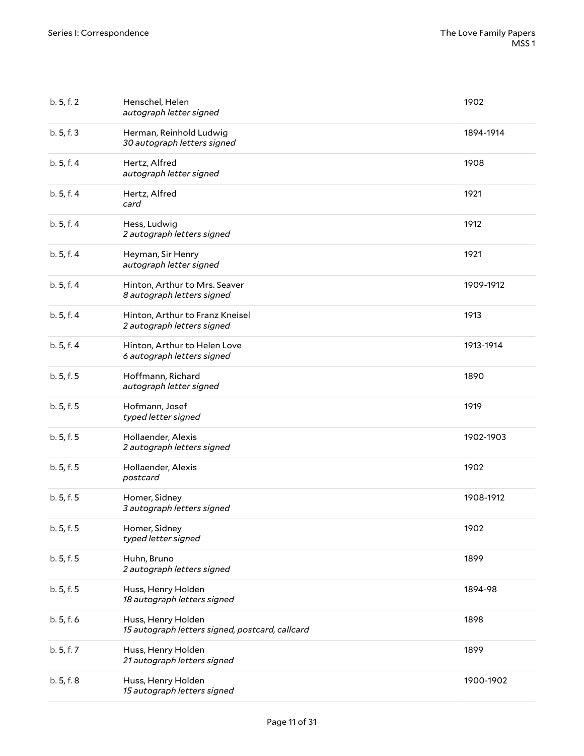| | | |
|---|---|---|
| b. 5, f. 2 | Henschel, Helen<br>*autograph letter signed* | 1902 |
| b. 5, f. 3 | Herman, Reinhold Ludwig<br>*30 autograph letters signed* | 1894-1914 |
| b. 5, f. 4 | Hertz, Alfred<br>*autograph letter signed* | 1908 |
| b. 5, f. 4 | Hertz, Alfred<br>*card* | 1921 |
| b. 5, f. 4 | Hess, Ludwig<br>*2 autograph letters signed* | 1912 |
| b. 5, f. 4 | Heyman, Sir Henry<br>*autograph letter signed* | 1921 |
| b. 5, f. 4 | Hinton, Arthur to Mrs. Seaver<br>*8 autograph letters signed* | 1909-1912 |
| b. 5, f. 4 | Hinton, Arthur to Franz Kneisel<br>*2 autograph letters signed* | 1913 |
| b. 5, f. 4 | Hinton, Arthur to Helen Love<br>*6 autograph letters signed* | 1913-1914 |
| b. 5, f. 5 | Hoffmann, Richard<br>*autograph letter signed* | 1890 |
| b. 5, f. 5 | Hofmann, Josef<br>*typed letter signed* | 1919 |
| b. 5, f. 5 | Hollaender, Alexis<br>*2 autograph letters signed* | 1902-1903 |
| b. 5, f. 5 | Hollaender, Alexis<br>*postcard* | 1902 |
| b. 5, f. 5 | Homer, Sidney<br>*3 autograph letters signed* | 1908-1912 |
| b. 5, f. 5 | Homer, Sidney<br>*typed letter signed* | 1902 |
| b. 5, f. 5 | Huhn, Bruno<br>*2 autograph letters signed* | 1899 |
| b. 5, f. 5 | Huss, Henry Holden<br>*18 autograph letters signed* | 1894-98 |
| b. 5, f. 6 | Huss, Henry Holden<br>*15 autograph letters signed, postcard, callcard* | 1898 |
| b. 5, f. 7 | Huss, Henry Holden<br>*21 autograph letters signed* | 1899 |
| b. 5, f. 8 | Huss, Henry Holden<br>*15 autograph letters signed* | 1900-1902 |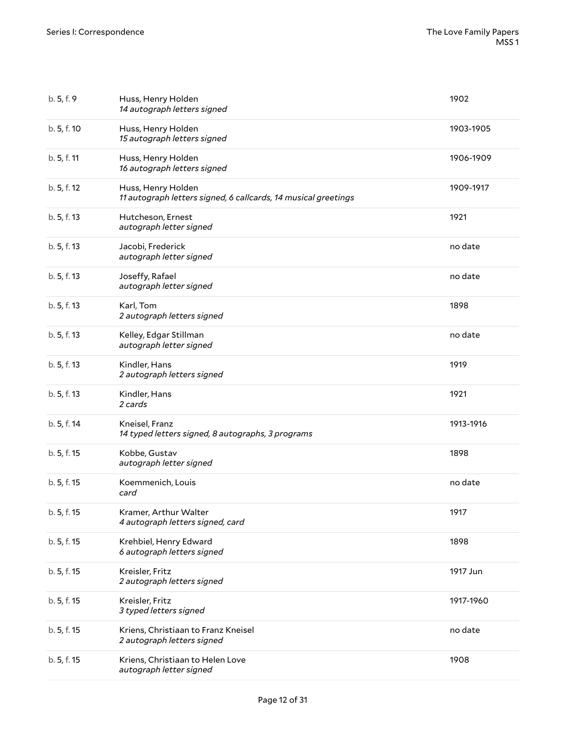| | | |
|---|---|---|
| b. 5, f. 9 | Huss, Henry Holden<br>*14 autograph letters signed* | 1902 |
| b. 5, f. 10 | Huss, Henry Holden<br>*15 autograph letters signed* | 1903-1905 |
| b. 5, f. 11 | Huss, Henry Holden<br>*16 autograph letters signed* | 1906-1909 |
| b. 5, f. 12 | Huss, Henry Holden<br>*11 autograph letters signed, 6 callcards, 14 musical greetings* | 1909-1917 |
| b. 5, f. 13 | Hutcheson, Ernest<br>*autograph letter signed* | 1921 |
| b. 5, f. 13 | Jacobi, Frederick<br>*autograph letter signed* | no date |
| b. 5, f. 13 | Joseffy, Rafael<br>*autograph letter signed* | no date |
| b. 5, f. 13 | Karl, Tom<br>*2 autograph letters signed* | 1898 |
| b. 5, f. 13 | Kelley, Edgar Stillman<br>*autograph letter signed* | no date |
| b. 5, f. 13 | Kindler, Hans<br>*2 autograph letters signed* | 1919 |
| b. 5, f. 13 | Kindler, Hans<br>*2 cards* | 1921 |
| b. 5, f. 14 | Kneisel, Franz<br>*14 typed letters signed, 8 autographs, 3 programs* | 1913-1916 |
| b. 5, f. 15 | Kobbe, Gustav<br>*autograph letter signed* | 1898 |
| b. 5, f. 15 | Koemmenich, Louis<br>*card* | no date |
| b. 5, f. 15 | Kramer, Arthur Walter<br>*4 autograph letters signed, card* | 1917 |
| b. 5, f. 15 | Krehbiel, Henry Edward<br>*6 autograph letters signed* | 1898 |
| b. 5, f. 15 | Kreisler, Fritz<br>*2 autograph letters signed* | 1917 Jun |
| b. 5, f. 15 | Kreisler, Fritz<br>*3 typed letters signed* | 1917-1960 |
| b. 5, f. 15 | Kriens, Christiaan to Franz Kneisel<br>*2 autograph letters signed* | no date |
| b. 5, f. 15 | Kriens, Christiaan to Helen Love<br>*autograph letter signed* | 1908 |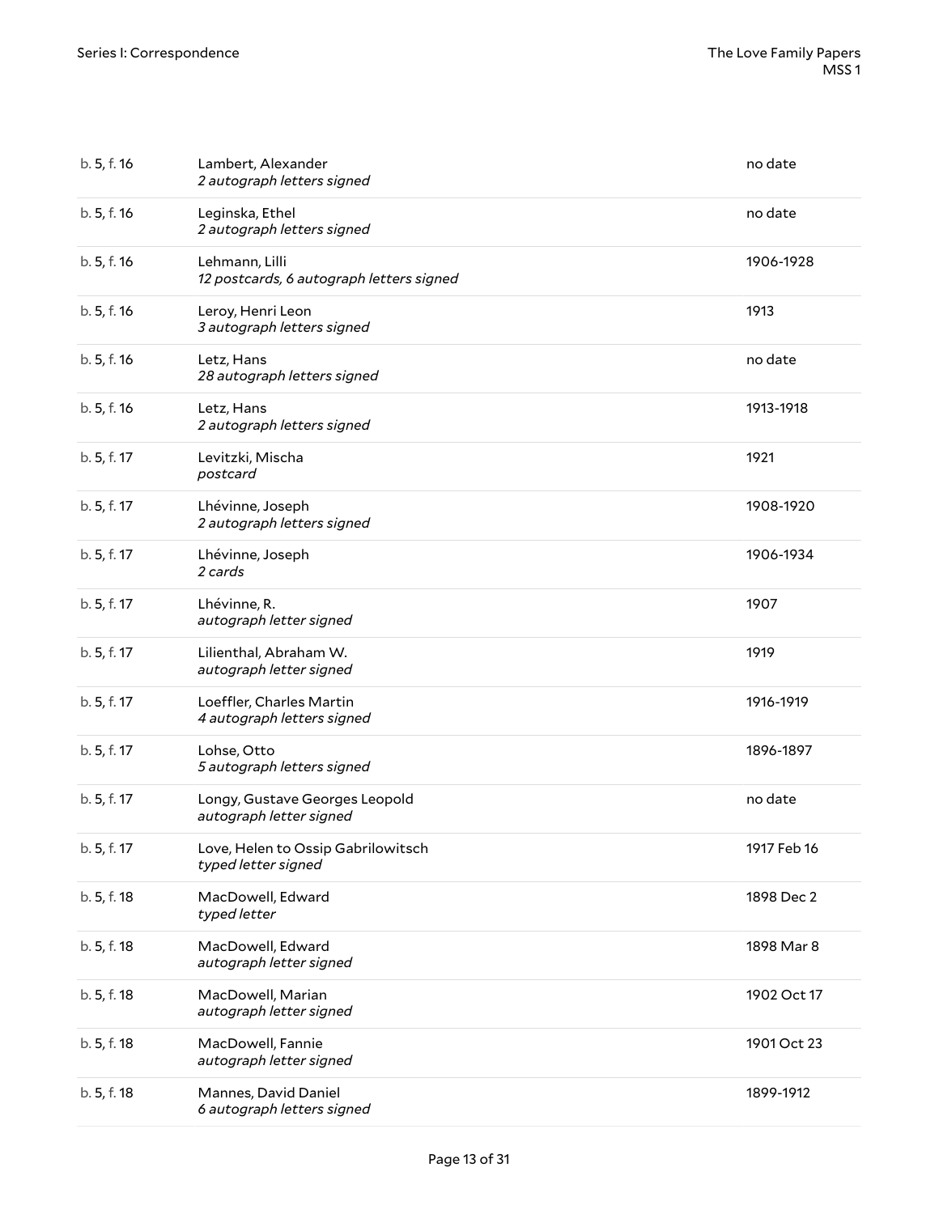| | | |
|---|---|---|
| b. 5, f. 16 | Lambert, Alexander<br>*2 autograph letters signed* | no date |
| b. 5, f. 16 | Leginska, Ethel<br>*2 autograph letters signed* | no date |
| b. 5, f. 16 | Lehmann, Lilli<br>*12 postcards, 6 autograph letters signed* | 1906-1928 |
| b. 5, f. 16 | Leroy, Henri Leon<br>*3 autograph letters signed* | 1913 |
| b. 5, f. 16 | Letz, Hans<br>*28 autograph letters signed* | no date |
| b. 5, f. 16 | Letz, Hans<br>*2 autograph letters signed* | 1913-1918 |
| b. 5, f. 17 | Levitzki, Mischa<br>*postcard* | 1921 |
| b. 5, f. 17 | Lhévinne, Joseph<br>*2 autograph letters signed* | 1908-1920 |
| b. 5, f. 17 | Lhévinne, Joseph<br>*2 cards* | 1906-1934 |
| b. 5, f. 17 | Lhévinne, R.<br>*autograph letter signed* | 1907 |
| b. 5, f. 17 | Lilienthal, Abraham W.<br>*autograph letter signed* | 1919 |
| b. 5, f. 17 | Loeffler, Charles Martin<br>*4 autograph letters signed* | 1916-1919 |
| b. 5, f. 17 | Lohse, Otto<br>*5 autograph letters signed* | 1896-1897 |
| b. 5, f. 17 | Longy, Gustave Georges Leopold<br>*autograph letter signed* | no date |
| b. 5, f. 17 | Love, Helen to Ossip Gabrilowitsch<br>*typed letter signed* | 1917 Feb 16 |
| b. 5, f. 18 | MacDowell, Edward<br>*typed letter* | 1898 Dec 2 |
| b. 5, f. 18 | MacDowell, Edward<br>*autograph letter signed* | 1898 Mar 8 |
| b. 5, f. 18 | MacDowell, Marian<br>*autograph letter signed* | 1902 Oct 17 |
| b. 5, f. 18 | MacDowell, Fannie<br>*autograph letter signed* | 1901 Oct 23 |
| b. 5, f. 18 | Mannes, David Daniel<br>*6 autograph letters signed* | 1899-1912 |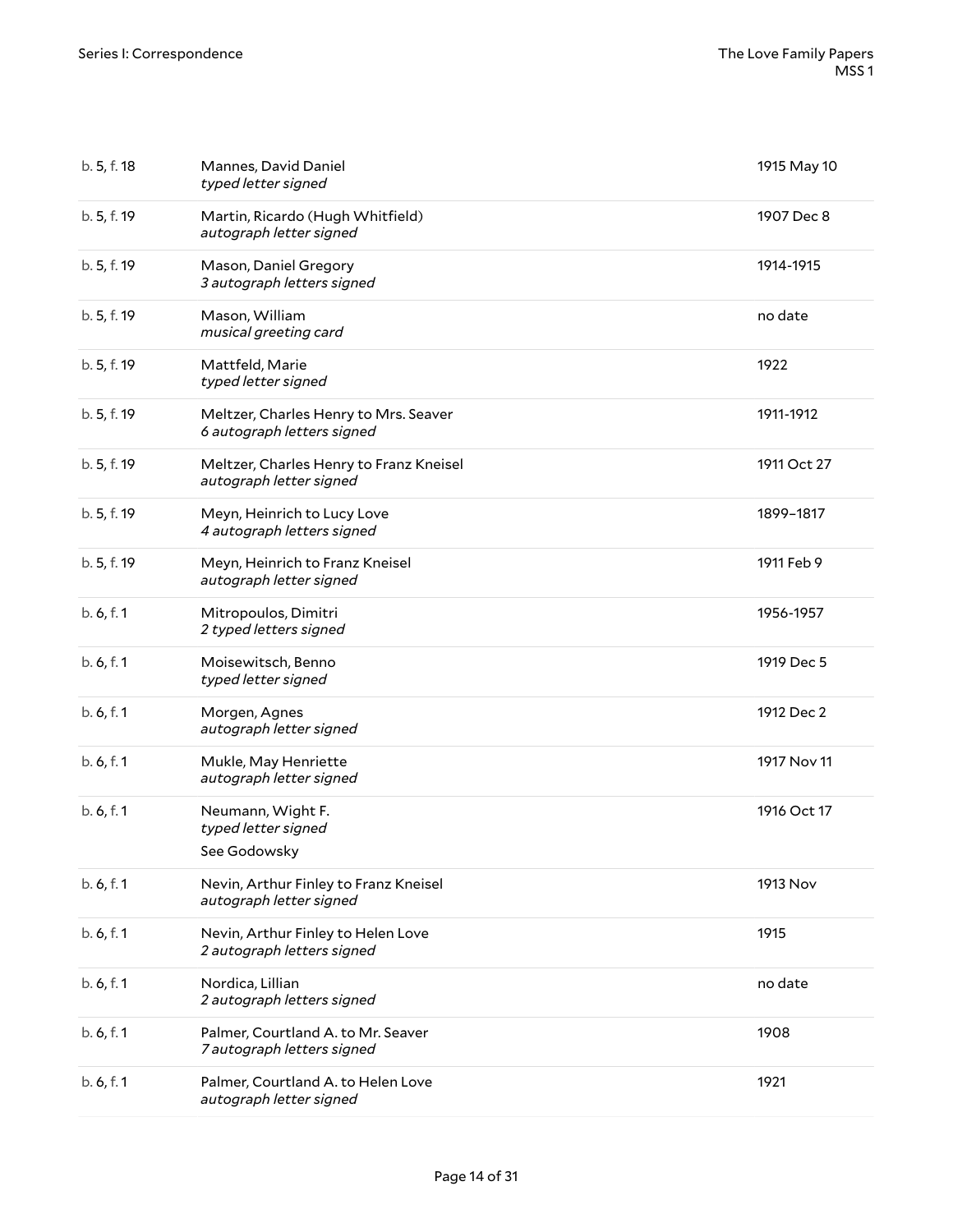| | | |
|---|---|---|
| b. 5, f. 18 | Mannes, David Daniel<br>*typed letter signed* | 1915 May 10 |
| b. 5, f. 19 | Martin, Ricardo (Hugh Whitfield)<br>*autograph letter signed* | 1907 Dec 8 |
| b. 5, f. 19 | Mason, Daniel Gregory<br>*3 autograph letters signed* | 1914-1915 |
| b. 5, f. 19 | Mason, William<br>*musical greeting card* | no date |
| b. 5, f. 19 | Mattfeld, Marie<br>*typed letter signed* | 1922 |
| b. 5, f. 19 | Meltzer, Charles Henry to Mrs. Seaver<br>*6 autograph letters signed* | 1911-1912 |
| b. 5, f. 19 | Meltzer, Charles Henry to Franz Kneisel<br>*autograph letter signed* | 1911 Oct 27 |
| b. 5, f. 19 | Meyn, Heinrich to Lucy Love<br>*4 autograph letters signed* | 1899–1817 |
| b. 5, f. 19 | Meyn, Heinrich to Franz Kneisel<br>*autograph letter signed* | 1911 Feb 9 |
| b. 6, f. 1 | Mitropoulos, Dimitri<br>*2 typed letters signed* | 1956-1957 |
| b. 6, f. 1 | Moisewitsch, Benno<br>*typed letter signed* | 1919 Dec 5 |
| b. 6, f. 1 | Morgen, Agnes<br>*autograph letter signed* | 1912 Dec 2 |
| b. 6, f. 1 | Mukle, May Henriette<br>*autograph letter signed* | 1917 Nov 11 |
| b. 6, f. 1 | Neumann, Wight F.<br>*typed letter signed*<br>See Godowsky | 1916 Oct 17 |
| b. 6, f. 1 | Nevin, Arthur Finley to Franz Kneisel<br>*autograph letter signed* | 1913 Nov |
| b. 6, f. 1 | Nevin, Arthur Finley to Helen Love<br>*2 autograph letters signed* | 1915 |
| b. 6, f. 1 | Nordica, Lillian<br>*2 autograph letters signed* | no date |
| b. 6, f. 1 | Palmer, Courtland A. to Mr. Seaver<br>*7 autograph letters signed* | 1908 |
| b. 6, f. 1 | Palmer, Courtland A. to Helen Love<br>*autograph letter signed* | 1921 |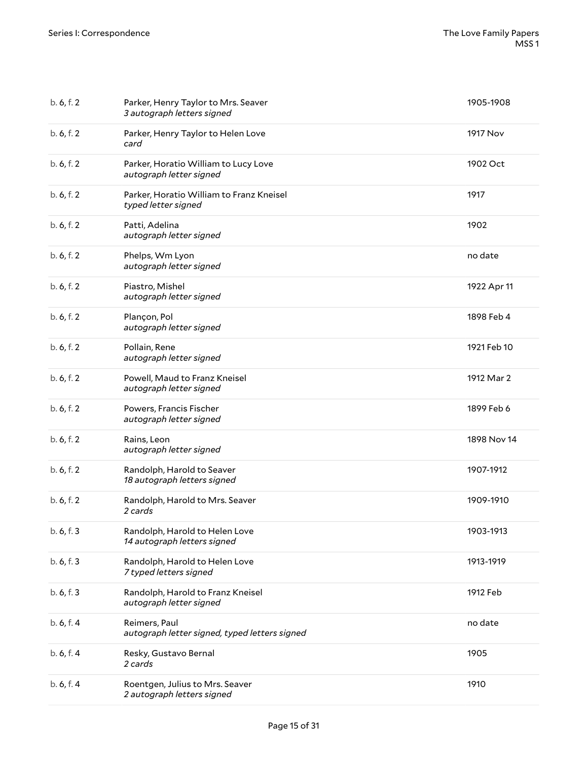| | | |
|---|---|---|
| b. 6, f. 2 | Parker, Henry Taylor to Mrs. Seaver<br>*3 autograph letters signed* | 1905-1908 |
| b. 6, f. 2 | Parker, Henry Taylor to Helen Love<br>*card* | 1917 Nov |
| b. 6, f. 2 | Parker, Horatio William to Lucy Love<br>*autograph letter signed* | 1902 Oct |
| b. 6, f. 2 | Parker, Horatio William to Franz Kneisel<br>*typed letter signed* | 1917 |
| b. 6, f. 2 | Patti, Adelina<br>*autograph letter signed* | 1902 |
| b. 6, f. 2 | Phelps, Wm Lyon<br>*autograph letter signed* | no date |
| b. 6, f. 2 | Piastro, Mishel<br>*autograph letter signed* | 1922 Apr 11 |
| b. 6, f. 2 | Plançon, Pol<br>*autograph letter signed* | 1898 Feb 4 |
| b. 6, f. 2 | Pollain, Rene<br>*autograph letter signed* | 1921 Feb 10 |
| b. 6, f. 2 | Powell, Maud to Franz Kneisel<br>*autograph letter signed* | 1912 Mar 2 |
| b. 6, f. 2 | Powers, Francis Fischer<br>*autograph letter signed* | 1899 Feb 6 |
| b. 6, f. 2 | Rains, Leon<br>*autograph letter signed* | 1898 Nov 14 |
| b. 6, f. 2 | Randolph, Harold to Seaver<br>*18 autograph letters signed* | 1907-1912 |
| b. 6, f. 2 | Randolph, Harold to Mrs. Seaver<br>*2 cards* | 1909-1910 |
| b. 6, f. 3 | Randolph, Harold to Helen Love<br>*14 autograph letters signed* | 1903-1913 |
| b. 6, f. 3 | Randolph, Harold to Helen Love<br>*7 typed letters signed* | 1913-1919 |
| b. 6, f. 3 | Randolph, Harold to Franz Kneisel<br>*autograph letter signed* | 1912 Feb |
| b. 6, f. 4 | Reimers, Paul<br>*autograph letter signed, typed letters signed* | no date |
| b. 6, f. 4 | Resky, Gustavo Bernal<br>*2 cards* | 1905 |
| b. 6, f. 4 | Roentgen, Julius to Mrs. Seaver<br>*2 autograph letters signed* | 1910 |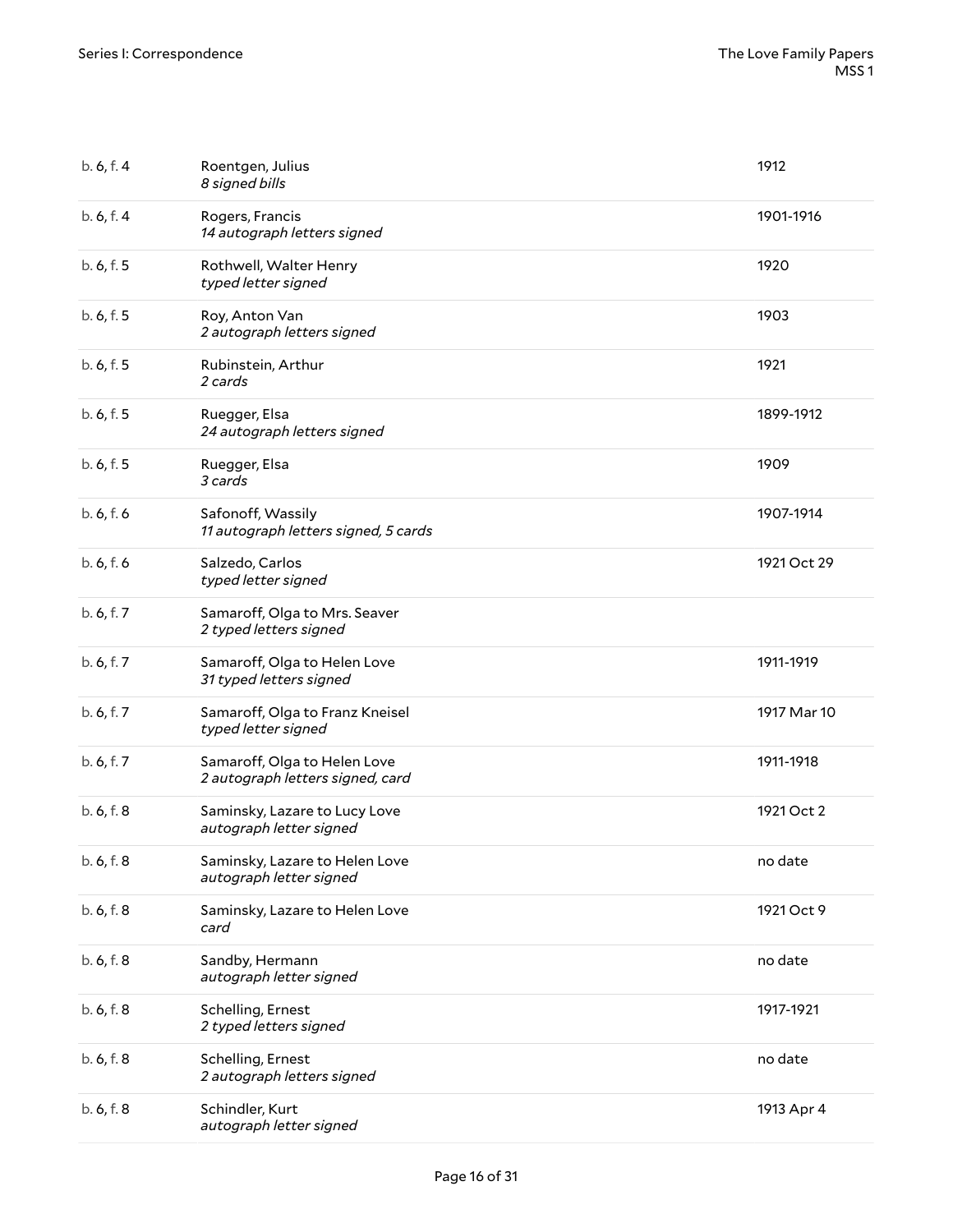| | | |
|---|---|---|
| b. 6, f. 4 | Roentgen, Julius<br>*8 signed bills* | 1912 |
| b. 6, f. 4 | Rogers, Francis<br>*14 autograph letters signed* | 1901-1916 |
| b. 6, f. 5 | Rothwell, Walter Henry<br>*typed letter signed* | 1920 |
| b. 6, f. 5 | Roy, Anton Van<br>*2 autograph letters signed* | 1903 |
| b. 6, f. 5 | Rubinstein, Arthur<br>*2 cards* | 1921 |
| b. 6, f. 5 | Ruegger, Elsa<br>*24 autograph letters signed* | 1899-1912 |
| b. 6, f. 5 | Ruegger, Elsa<br>*3 cards* | 1909 |
| b. 6, f. 6 | Safonoff, Wassily<br>*11 autograph letters signed, 5 cards* | 1907-1914 |
| b. 6, f. 6 | Salzedo, Carlos<br>*typed letter signed* | 1921 Oct 29 |
| b. 6, f. 7 | Samaroff, Olga to Mrs. Seaver<br>*2 typed letters signed* | |
| b. 6, f. 7 | Samaroff, Olga to Helen Love<br>*31 typed letters signed* | 1911-1919 |
| b. 6, f. 7 | Samaroff, Olga to Franz Kneisel<br>*typed letter signed* | 1917 Mar 10 |
| b. 6, f. 7 | Samaroff, Olga to Helen Love<br>*2 autograph letters signed, card* | 1911-1918 |
| b. 6, f. 8 | Saminsky, Lazare to Lucy Love<br>*autograph letter signed* | 1921 Oct 2 |
| b. 6, f. 8 | Saminsky, Lazare to Helen Love<br>*autograph letter signed* | no date |
| b. 6, f. 8 | Saminsky, Lazare to Helen Love<br>*card* | 1921 Oct 9 |
| b. 6, f. 8 | Sandby, Hermann<br>*autograph letter signed* | no date |
| b. 6, f. 8 | Schelling, Ernest<br>*2 typed letters signed* | 1917-1921 |
| b. 6, f. 8 | Schelling, Ernest<br>*2 autograph letters signed* | no date |
| b. 6, f. 8 | Schindler, Kurt<br>*autograph letter signed* | 1913 Apr 4 |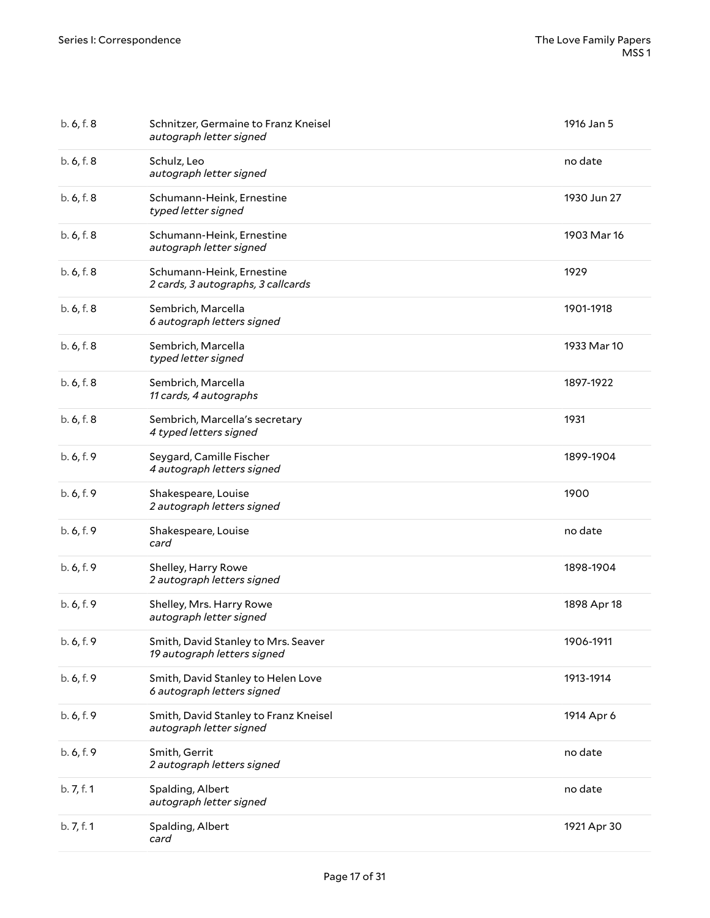| | | |
|---|---|---|
| b. 6, f. 8 | Schnitzer, Germaine to Franz Kneisel<br>*autograph letter signed* | 1916 Jan 5 |
| b. 6, f. 8 | Schulz, Leo<br>*autograph letter signed* | no date |
| b. 6, f. 8 | Schumann-Heink, Ernestine<br>*typed letter signed* | 1930 Jun 27 |
| b. 6, f. 8 | Schumann-Heink, Ernestine<br>*autograph letter signed* | 1903 Mar 16 |
| b. 6, f. 8 | Schumann-Heink, Ernestine<br>*2 cards, 3 autographs, 3 callcards* | 1929 |
| b. 6, f. 8 | Sembrich, Marcella<br>*6 autograph letters signed* | 1901-1918 |
| b. 6, f. 8 | Sembrich, Marcella<br>*typed letter signed* | 1933 Mar 10 |
| b. 6, f. 8 | Sembrich, Marcella<br>*11 cards, 4 autographs* | 1897-1922 |
| b. 6, f. 8 | Sembrich, Marcella's secretary<br>*4 typed letters signed* | 1931 |
| b. 6, f. 9 | Seygard, Camille Fischer<br>*4 autograph letters signed* | 1899-1904 |
| b. 6, f. 9 | Shakespeare, Louise<br>*2 autograph letters signed* | 1900 |
| b. 6, f. 9 | Shakespeare, Louise<br>*card* | no date |
| b. 6, f. 9 | Shelley, Harry Rowe<br>*2 autograph letters signed* | 1898-1904 |
| b. 6, f. 9 | Shelley, Mrs. Harry Rowe<br>*autograph letter signed* | 1898 Apr 18 |
| b. 6, f. 9 | Smith, David Stanley to Mrs. Seaver<br>*19 autograph letters signed* | 1906-1911 |
| b. 6, f. 9 | Smith, David Stanley to Helen Love<br>*6 autograph letters signed* | 1913-1914 |
| b. 6, f. 9 | Smith, David Stanley to Franz Kneisel<br>*autograph letter signed* | 1914 Apr 6 |
| b. 6, f. 9 | Smith, Gerrit<br>*2 autograph letters signed* | no date |
| b. 7, f. 1 | Spalding, Albert<br>*autograph letter signed* | no date |
| b. 7, f. 1 | Spalding, Albert<br>*card* | 1921 Apr 30 |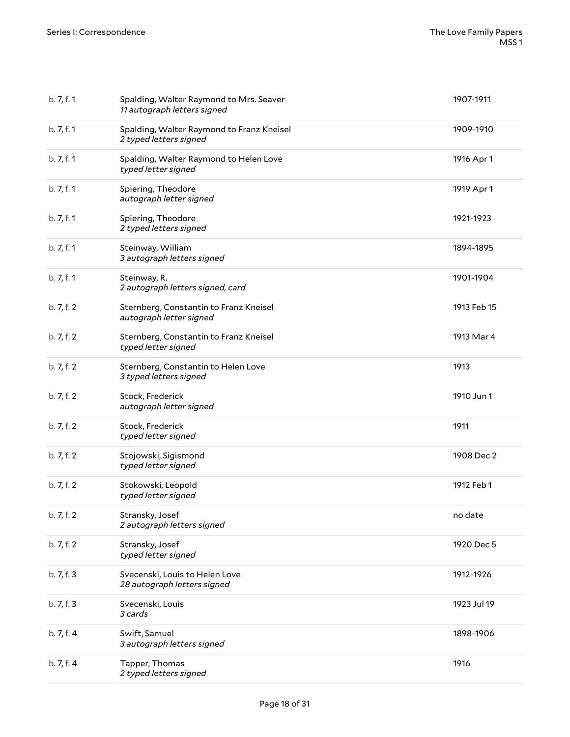| | | |
|---|---|---|
| b. 7, f. 1 | Spalding, Walter Raymond to Mrs. Seaver<br>*11 autograph letters signed* | 1907-1911 |
| b. 7, f. 1 | Spalding, Walter Raymond to Franz Kneisel<br>*2 typed letters signed* | 1909-1910 |
| b. 7, f. 1 | Spalding, Walter Raymond to Helen Love<br>*typed letter signed* | 1916 Apr 1 |
| b. 7, f. 1 | Spiering, Theodore<br>*autograph letter signed* | 1919 Apr 1 |
| b. 7, f. 1 | Spiering, Theodore<br>*2 typed letters signed* | 1921-1923 |
| b. 7, f. 1 | Steinway, William<br>*3 autograph letters signed* | 1894-1895 |
| b. 7, f. 1 | Steinway, R.<br>*2 autograph letters signed, card* | 1901-1904 |
| b. 7, f. 2 | Sternberg, Constantin to Franz Kneisel<br>*autograph letter signed* | 1913 Feb 15 |
| b. 7, f. 2 | Sternberg, Constantin to Franz Kneisel<br>*typed letter signed* | 1913 Mar 4 |
| b. 7, f. 2 | Sternberg, Constantin to Helen Love<br>*3 typed letters signed* | 1913 |
| b. 7, f. 2 | Stock, Frederick<br>*autograph letter signed* | 1910 Jun 1 |
| b. 7, f. 2 | Stock, Frederick<br>*typed letter signed* | 1911 |
| b. 7, f. 2 | Stojowski, Sigismond<br>*typed letter signed* | 1908 Dec 2 |
| b. 7, f. 2 | Stokowski, Leopold<br>*typed letter signed* | 1912 Feb 1 |
| b. 7, f. 2 | Stransky, Josef<br>*2 autograph letters signed* | no date |
| b. 7, f. 2 | Stransky, Josef<br>*typed letter signed* | 1920 Dec 5 |
| b. 7, f. 3 | Svecenski, Louis to Helen Love<br>*28 autograph letters signed* | 1912-1926 |
| b. 7, f. 3 | Svecenski, Louis<br>*3 cards* | 1923 Jul 19 |
| b. 7, f. 4 | Swift, Samuel<br>*3 autograph letters signed* | 1898-1906 |
| b. 7, f. 4 | Tapper, Thomas<br>*2 typed letters signed* | 1916 |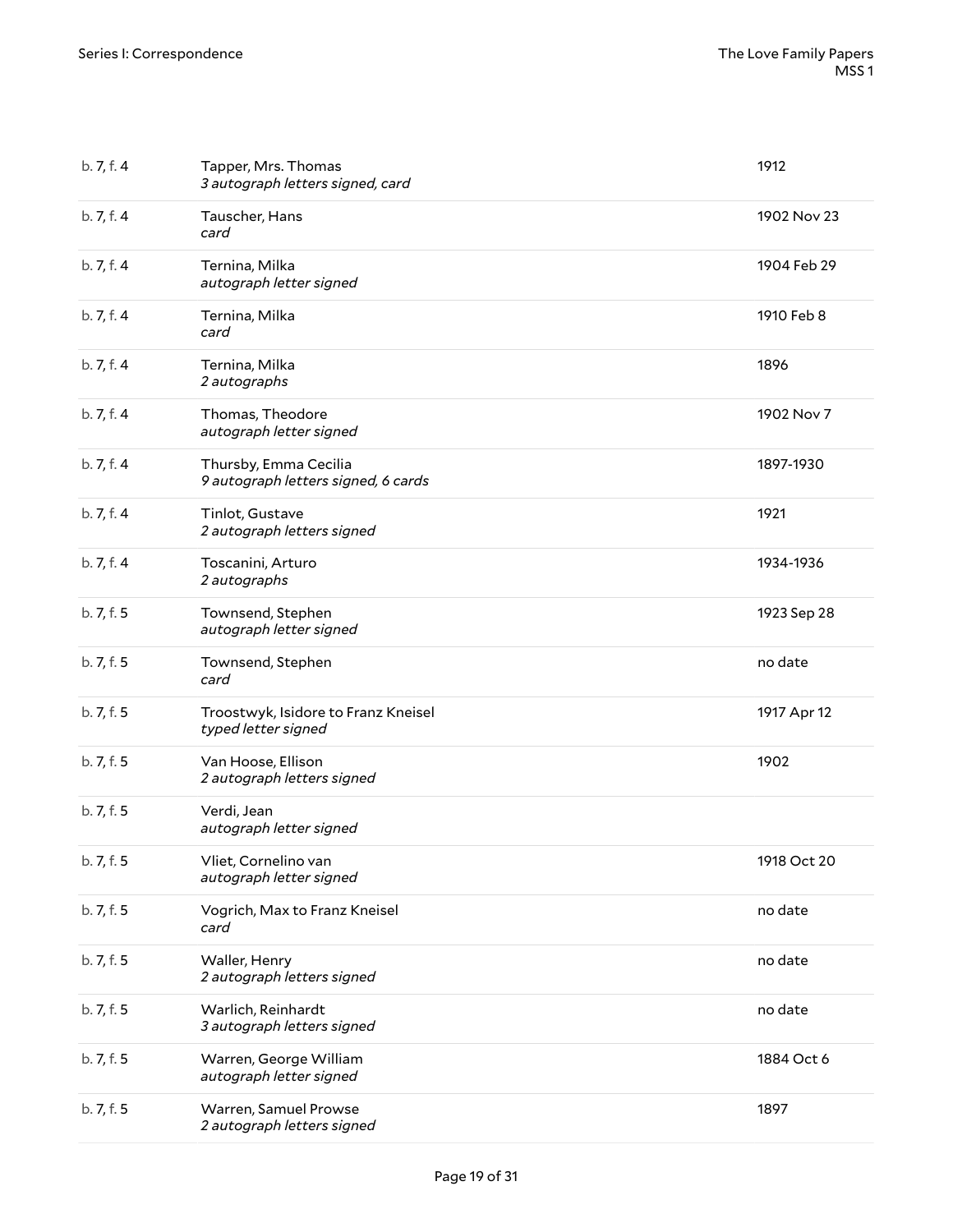| | | |
|---|---|---|
| b. 7, f. 4 | Tapper, Mrs. Thomas<br>*3 autograph letters signed, card* | 1912 |
| b. 7, f. 4 | Tauscher, Hans<br>*card* | 1902 Nov 23 |
| b. 7, f. 4 | Ternina, Milka<br>*autograph letter signed* | 1904 Feb 29 |
| b. 7, f. 4 | Ternina, Milka<br>*card* | 1910 Feb 8 |
| b. 7, f. 4 | Ternina, Milka<br>*2 autographs* | 1896 |
| b. 7, f. 4 | Thomas, Theodore<br>*autograph letter signed* | 1902 Nov 7 |
| b. 7, f. 4 | Thursby, Emma Cecilia<br>*9 autograph letters signed, 6 cards* | 1897-1930 |
| b. 7, f. 4 | Tinlot, Gustave<br>*2 autograph letters signed* | 1921 |
| b. 7, f. 4 | Toscanini, Arturo<br>*2 autographs* | 1934-1936 |
| b. 7, f. 5 | Townsend, Stephen<br>*autograph letter signed* | 1923 Sep 28 |
| b. 7, f. 5 | Townsend, Stephen<br>*card* | no date |
| b. 7, f. 5 | Troostwyk, Isidore to Franz Kneisel<br>*typed letter signed* | 1917 Apr 12 |
| b. 7, f. 5 | Van Hoose, Ellison<br>*2 autograph letters signed* | 1902 |
| b. 7, f. 5 | Verdi, Jean<br>*autograph letter signed* | |
| b. 7, f. 5 | Vliet, Cornelino van<br>*autograph letter signed* | 1918 Oct 20 |
| b. 7, f. 5 | Vogrich, Max to Franz Kneisel<br>*card* | no date |
| b. 7, f. 5 | Waller, Henry<br>*2 autograph letters signed* | no date |
| b. 7, f. 5 | Warlich, Reinhardt<br>*3 autograph letters signed* | no date |
| b. 7, f. 5 | Warren, George William<br>*autograph letter signed* | 1884 Oct 6 |
| b. 7, f. 5 | Warren, Samuel Prowse<br>*2 autograph letters signed* | 1897 |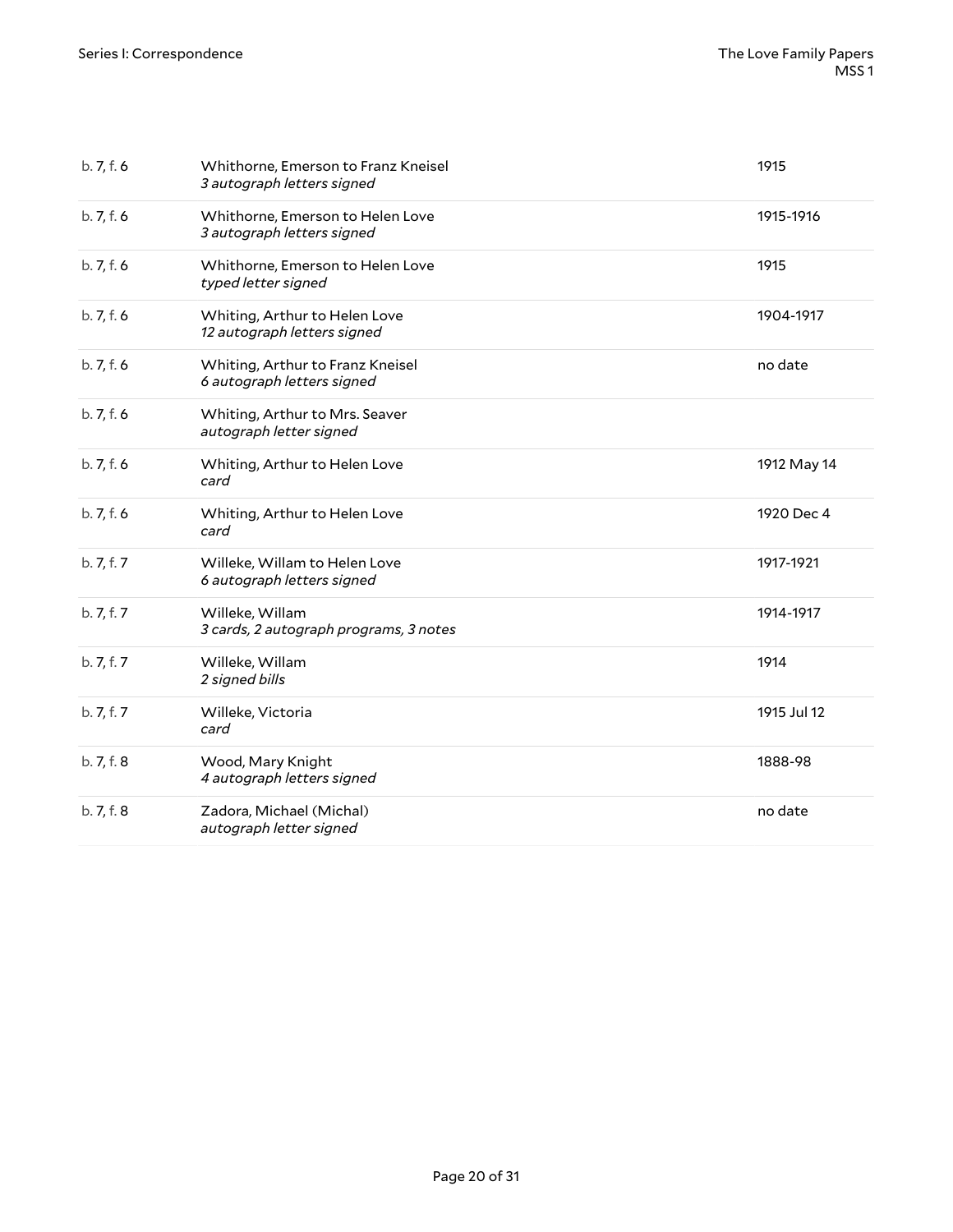| | | |
|---|---|---|
| b. 7, f. 6 | Whithorne, Emerson to Franz Kneisel<br>*3 autograph letters signed* | 1915 |
| b. 7, f. 6 | Whithorne, Emerson to Helen Love<br>*3 autograph letters signed* | 1915-1916 |
| b. 7, f. 6 | Whithorne, Emerson to Helen Love<br>*typed letter signed* | 1915 |
| b. 7, f. 6 | Whiting, Arthur to Helen Love<br>*12 autograph letters signed* | 1904-1917 |
| b. 7, f. 6 | Whiting, Arthur to Franz Kneisel<br>*6 autograph letters signed* | no date |
| b. 7, f. 6 | Whiting, Arthur to Mrs. Seaver<br>*autograph letter signed* | |
| b. 7, f. 6 | Whiting, Arthur to Helen Love<br>*card* | 1912 May 14 |
| b. 7, f. 6 | Whiting, Arthur to Helen Love<br>*card* | 1920 Dec 4 |
| b. 7, f. 7 | Willeke, Willam to Helen Love<br>*6 autograph letters signed* | 1917-1921 |
| b. 7, f. 7 | Willeke, Willam<br>*3 cards, 2 autograph programs, 3 notes* | 1914-1917 |
| b. 7, f. 7 | Willeke, Willam<br>*2 signed bills* | 1914 |
| b. 7, f. 7 | Willeke, Victoria<br>*card* | 1915 Jul 12 |
| b. 7, f. 8 | Wood, Mary Knight<br>*4 autograph letters signed* | 1888-98 |
| b. 7, f. 8 | Zadora, Michael (Michal)<br>*autograph letter signed* | no date |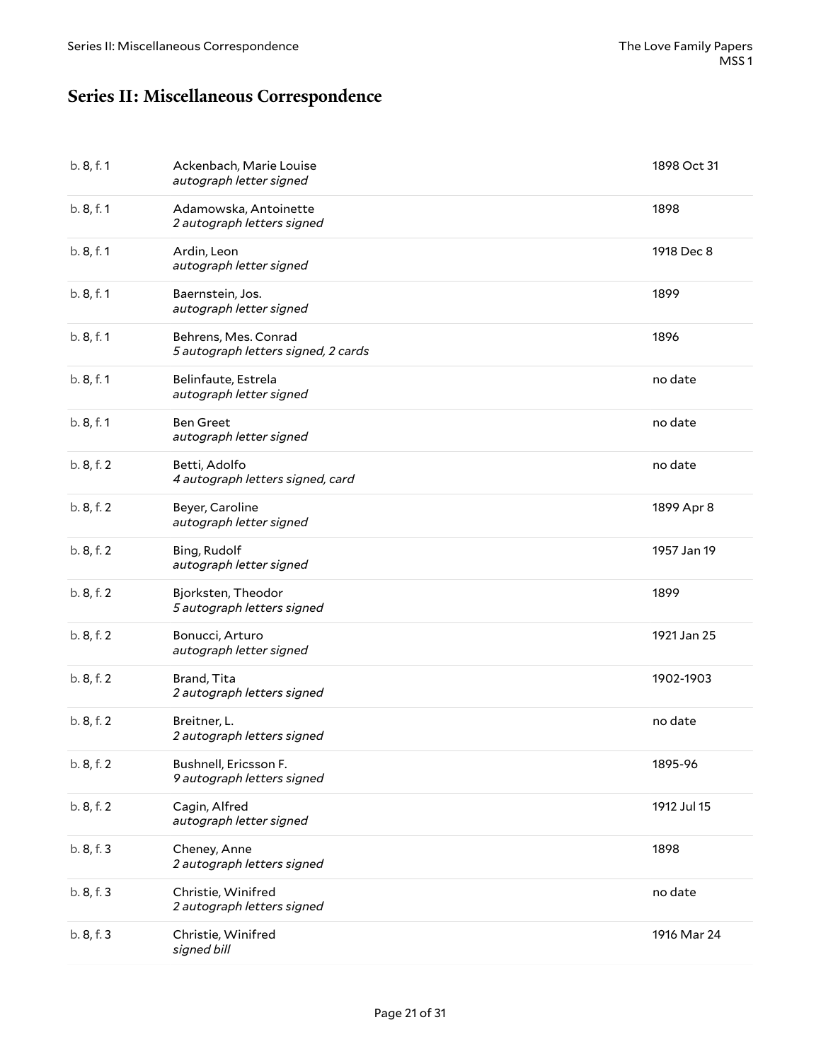## Series II: Miscellaneous Correspondence

| | | |
|---|---|---|
| b. 8, f. 1 | Ackenbach, Marie Louise<br>*autograph letter signed* | 1898 Oct 31 |
| b. 8, f. 1 | Adamowska, Antoinette<br>*2 autograph letters signed* | 1898 |
| b. 8, f. 1 | Ardin, Leon<br>*autograph letter signed* | 1918 Dec 8 |
| b. 8, f. 1 | Baernstein, Jos.<br>*autograph letter signed* | 1899 |
| b. 8, f. 1 | Behrens, Mes. Conrad<br>*5 autograph letters signed, 2 cards* | 1896 |
| b. 8, f. 1 | Belinfaute, Estrela<br>*autograph letter signed* | no date |
| b. 8, f. 1 | Ben Greet<br>*autograph letter signed* | no date |
| b. 8, f. 2 | Betti, Adolfo<br>*4 autograph letters signed, card* | no date |
| b. 8, f. 2 | Beyer, Caroline<br>*autograph letter signed* | 1899 Apr 8 |
| b. 8, f. 2 | Bing, Rudolf<br>*autograph letter signed* | 1957 Jan 19 |
| b. 8, f. 2 | Bjorksten, Theodor<br>*5 autograph letters signed* | 1899 |
| b. 8, f. 2 | Bonucci, Arturo<br>*autograph letter signed* | 1921 Jan 25 |
| b. 8, f. 2 | Brand, Tita<br>*2 autograph letters signed* | 1902-1903 |
| b. 8, f. 2 | Breitner, L.<br>*2 autograph letters signed* | no date |
| b. 8, f. 2 | Bushnell, Ericsson F.<br>*9 autograph letters signed* | 1895-96 |
| b. 8, f. 2 | Cagin, Alfred<br>*autograph letter signed* | 1912 Jul 15 |
| b. 8, f. 3 | Cheney, Anne<br>*2 autograph letters signed* | 1898 |
| b. 8, f. 3 | Christie, Winifred<br>*2 autograph letters signed* | no date |
| b. 8, f. 3 | Christie, Winifred<br>*signed bill* | 1916 Mar 24 |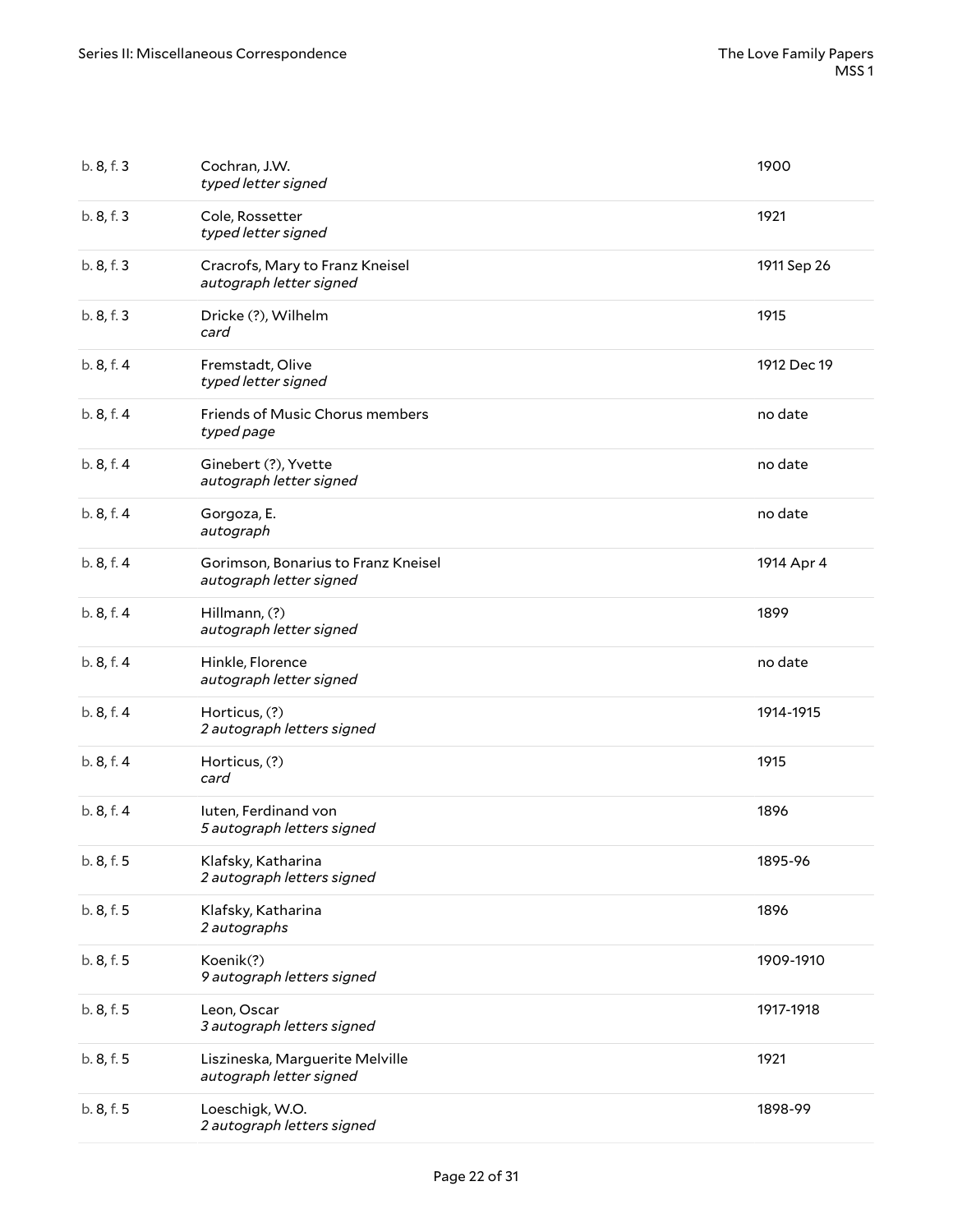| | | |
|---|---|---|
| b. 8, f. 3 | Cochran, J.W.<br>*typed letter signed* | 1900 |
| b. 8, f. 3 | Cole, Rossetter<br>*typed letter signed* | 1921 |
| b. 8, f. 3 | Cracrofs, Mary to Franz Kneisel<br>*autograph letter signed* | 1911 Sep 26 |
| b. 8, f. 3 | Dricke (?), Wilhelm<br>*card* | 1915 |
| b. 8, f. 4 | Fremstadt, Olive<br>*typed letter signed* | 1912 Dec 19 |
| b. 8, f. 4 | Friends of Music Chorus members<br>*typed page* | no date |
| b. 8, f. 4 | Ginebert (?), Yvette<br>*autograph letter signed* | no date |
| b. 8, f. 4 | Gorgoza, E.<br>*autograph* | no date |
| b. 8, f. 4 | Gorimson, Bonarius to Franz Kneisel<br>*autograph letter signed* | 1914 Apr 4 |
| b. 8, f. 4 | Hillmann, (?)<br>*autograph letter signed* | 1899 |
| b. 8, f. 4 | Hinkle, Florence<br>*autograph letter signed* | no date |
| b. 8, f. 4 | Horticus, (?)<br>*2 autograph letters signed* | 1914-1915 |
| b. 8, f. 4 | Horticus, (?)<br>*card* | 1915 |
| b. 8, f. 4 | Iuten, Ferdinand von<br>*5 autograph letters signed* | 1896 |
| b. 8, f. 5 | Klafsky, Katharina<br>*2 autograph letters signed* | 1895-96 |
| b. 8, f. 5 | Klafsky, Katharina<br>*2 autographs* | 1896 |
| b. 8, f. 5 | Koenik(?)<br>*9 autograph letters signed* | 1909-1910 |
| b. 8, f. 5 | Leon, Oscar<br>*3 autograph letters signed* | 1917-1918 |
| b. 8, f. 5 | Liszineska, Marguerite Melville<br>*autograph letter signed* | 1921 |
| b. 8, f. 5 | Loeschigk, W.O.<br>*2 autograph letters signed* | 1898-99 |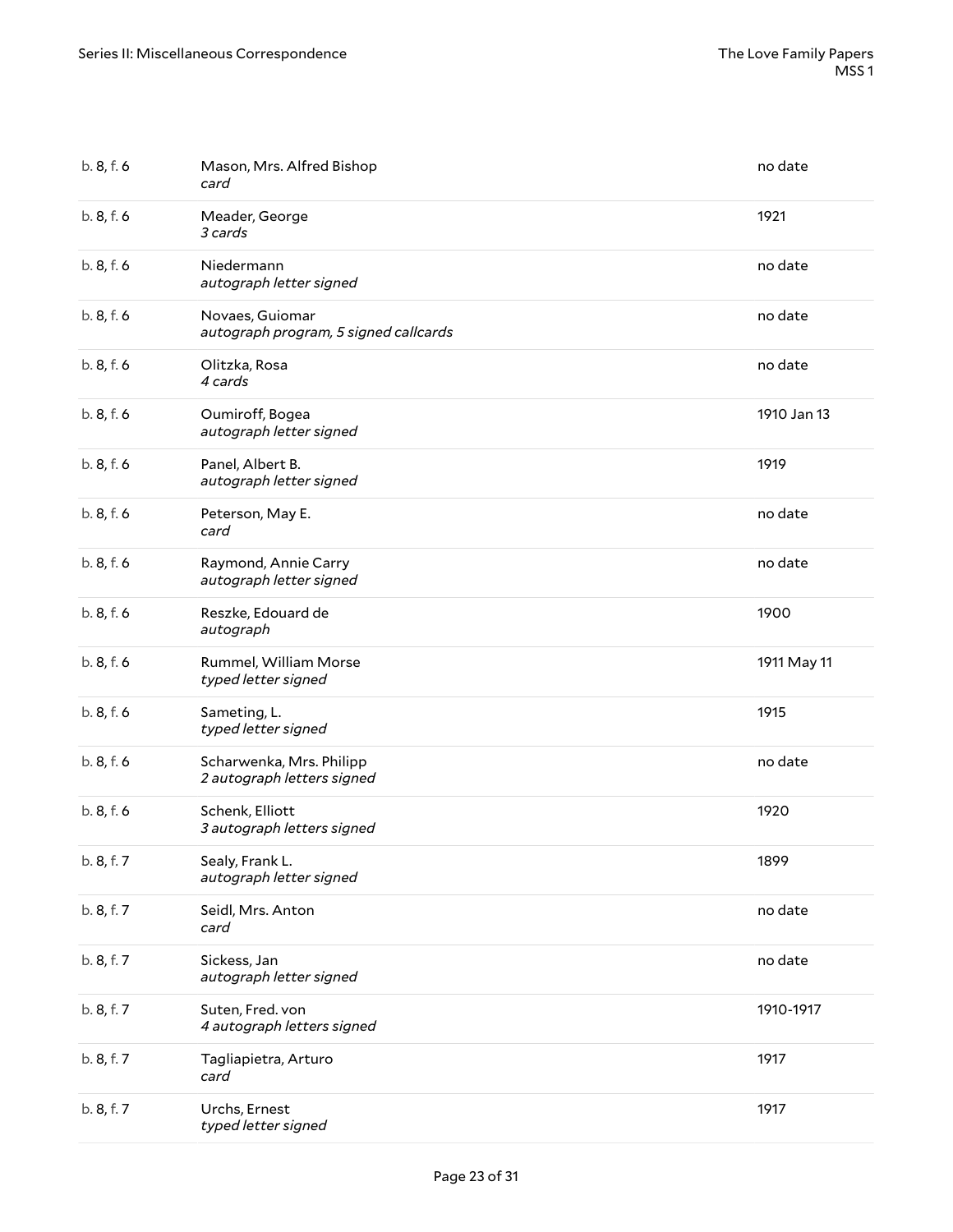| | | |
|---|---|---|
| b. 8, f. 6 | Mason, Mrs. Alfred Bishop<br>*card* | no date |
| b. 8, f. 6 | Meader, George<br>*3 cards* | 1921 |
| b. 8, f. 6 | Niedermann<br>*autograph letter signed* | no date |
| b. 8, f. 6 | Novaes, Guiomar<br>*autograph program, 5 signed callcards* | no date |
| b. 8, f. 6 | Olitzka, Rosa<br>*4 cards* | no date |
| b. 8, f. 6 | Oumiroff, Bogea<br>*autograph letter signed* | 1910 Jan 13 |
| b. 8, f. 6 | Panel, Albert B.<br>*autograph letter signed* | 1919 |
| b. 8, f. 6 | Peterson, May E.<br>*card* | no date |
| b. 8, f. 6 | Raymond, Annie Carry<br>*autograph letter signed* | no date |
| b. 8, f. 6 | Reszke, Edouard de<br>*autograph* | 1900 |
| b. 8, f. 6 | Rummel, William Morse<br>*typed letter signed* | 1911 May 11 |
| b. 8, f. 6 | Sameting, L.<br>*typed letter signed* | 1915 |
| b. 8, f. 6 | Scharwenka, Mrs. Philipp<br>*2 autograph letters signed* | no date |
| b. 8, f. 6 | Schenk, Elliott<br>*3 autograph letters signed* | 1920 |
| b. 8, f. 7 | Sealy, Frank L.<br>*autograph letter signed* | 1899 |
| b. 8, f. 7 | Seidl, Mrs. Anton<br>*card* | no date |
| b. 8, f. 7 | Sickess, Jan<br>*autograph letter signed* | no date |
| b. 8, f. 7 | Suten, Fred. von<br>*4 autograph letters signed* | 1910-1917 |
| b. 8, f. 7 | Tagliapietra, Arturo<br>*card* | 1917 |
| b. 8, f. 7 | Urchs, Ernest<br>*typed letter signed* | 1917 |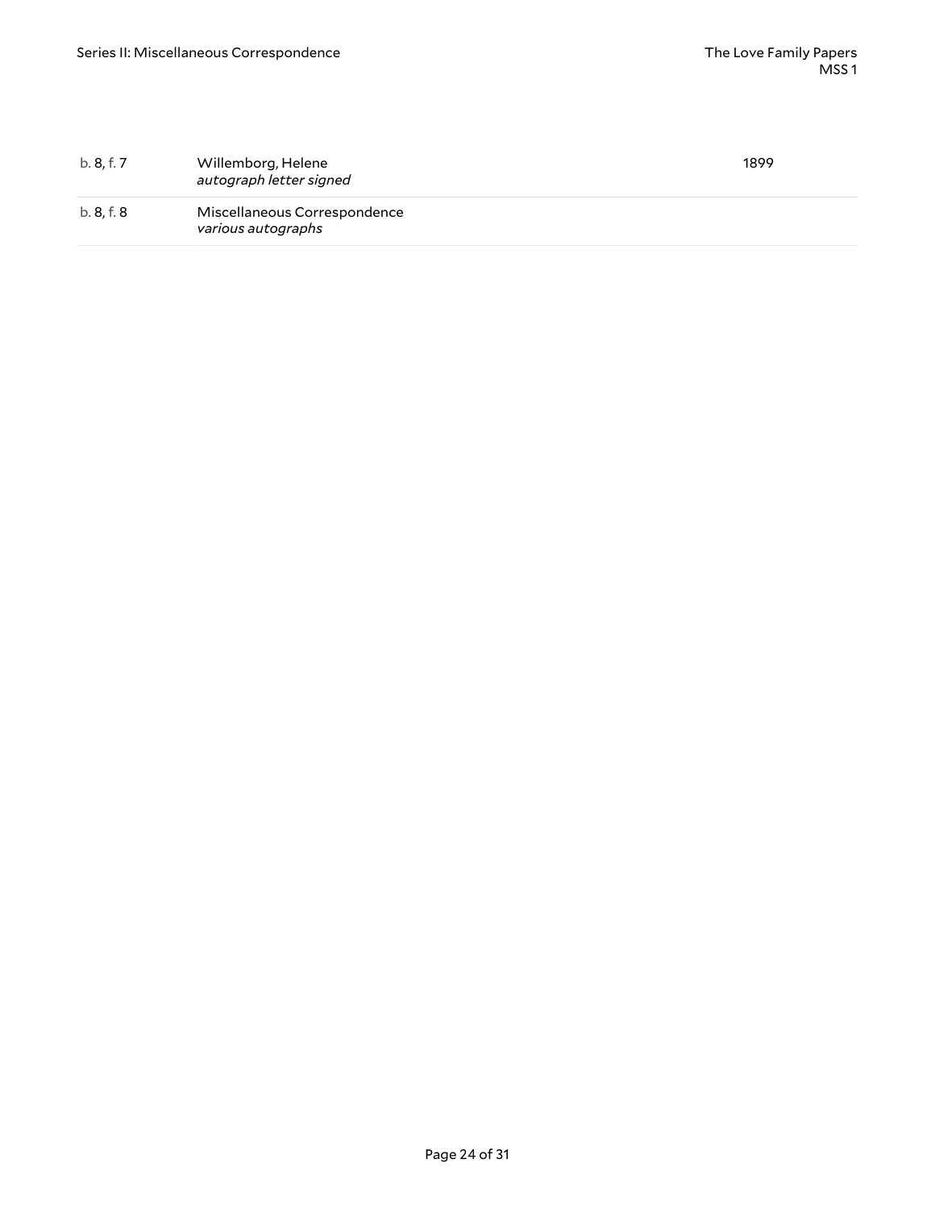| | | |
|---|---|---|
| b. 8, f. 7 | Willemborg, Helene<br>*autograph letter signed* | 1899 |
| b. 8, f. 8 | Miscellaneous Correspondence<br>*various autographs* | |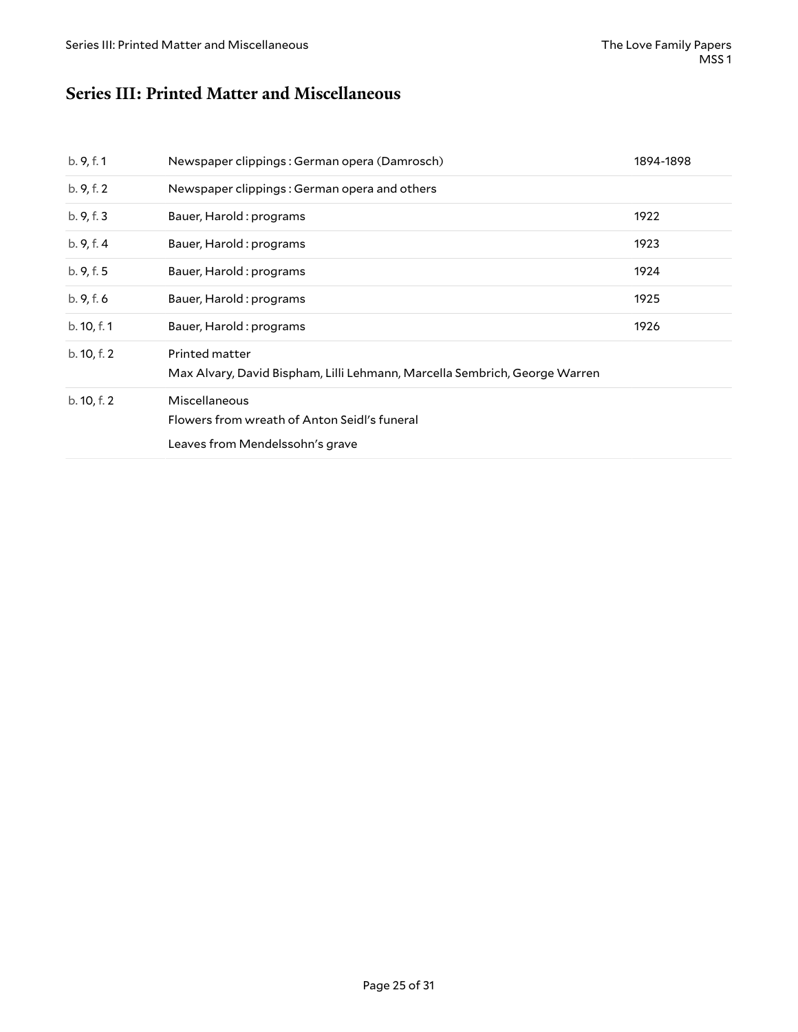## Series III: Printed Matter and Miscellaneous

| | | |
|---|---|---|
| b. 9, f. 1 | Newspaper clippings : German opera (Damrosch) | 1894-1898 |
| b. 9, f. 2 | Newspaper clippings : German opera and others | |
| b. 9, f. 3 | Bauer, Harold : programs | 1922 |
| b. 9, f. 4 | Bauer, Harold : programs | 1923 |
| b. 9, f. 5 | Bauer, Harold : programs | 1924 |
| b. 9, f. 6 | Bauer, Harold : programs | 1925 |
| b. 10, f. 1 | Bauer, Harold : programs | 1926 |
| b. 10, f. 2 | Printed matter<br>Max Alvary, David Bispham, Lilli Lehmann, Marcella Sembrich, George Warren | |
| b. 10, f. 2 | Miscellaneous<br>Flowers from wreath of Anton Seidl's funeral<br>Leaves from Mendelssohn's grave | |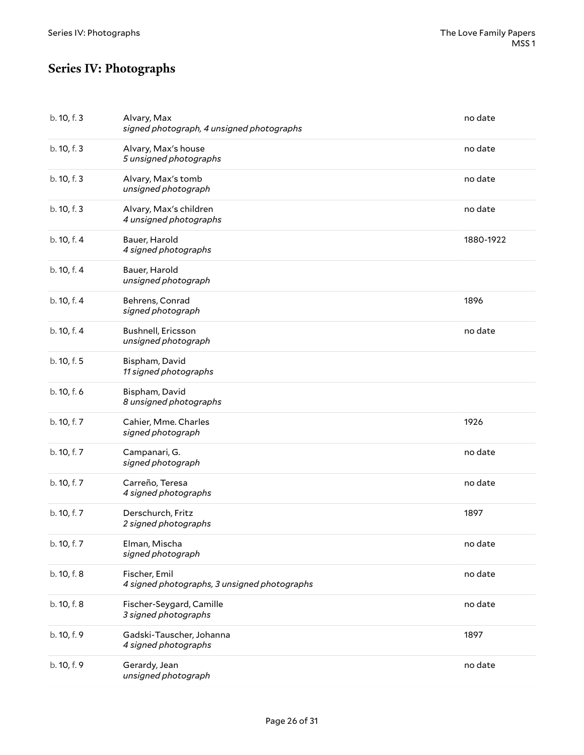## Series IV: Photographs

| | | |
|---|---|---|
| b. 10, f. 3 | Alvary, Max<br>*signed photograph, 4 unsigned photographs* | no date |
| b. 10, f. 3 | Alvary, Max's house<br>*5 unsigned photographs* | no date |
| b. 10, f. 3 | Alvary, Max's tomb<br>*unsigned photograph* | no date |
| b. 10, f. 3 | Alvary, Max's children<br>*4 unsigned photographs* | no date |
| b. 10, f. 4 | Bauer, Harold<br>*4 signed photographs* | 1880-1922 |
| b. 10, f. 4 | Bauer, Harold<br>*unsigned photograph* | |
| b. 10, f. 4 | Behrens, Conrad<br>*signed photograph* | 1896 |
| b. 10, f. 4 | Bushnell, Ericsson<br>*unsigned photograph* | no date |
| b. 10, f. 5 | Bispham, David<br>*11 signed photographs* | |
| b. 10, f. 6 | Bispham, David<br>*8 unsigned photographs* | |
| b. 10, f. 7 | Cahier, Mme. Charles<br>*signed photograph* | 1926 |
| b. 10, f. 7 | Campanari, G.<br>*signed photograph* | no date |
| b. 10, f. 7 | Carreño, Teresa<br>*4 signed photographs* | no date |
| b. 10, f. 7 | Derschurch, Fritz<br>*2 signed photographs* | 1897 |
| b. 10, f. 7 | Elman, Mischa<br>*signed photograph* | no date |
| b. 10, f. 8 | Fischer, Emil<br>*4 signed photographs, 3 unsigned photographs* | no date |
| b. 10, f. 8 | Fischer-Seygard, Camille<br>*3 signed photographs* | no date |
| b. 10, f. 9 | Gadski-Tauscher, Johanna<br>*4 signed photographs* | 1897 |
| b. 10, f. 9 | Gerardy, Jean<br>*unsigned photograph* | no date |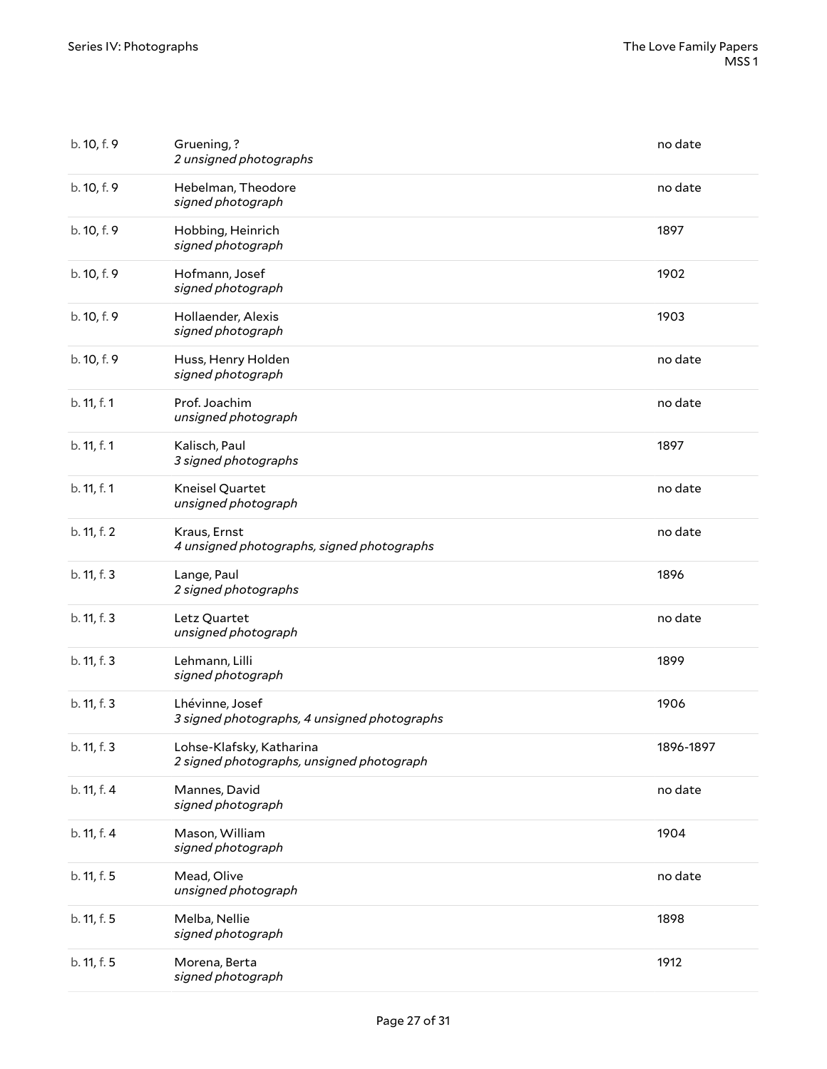| | | |
|---|---|---|
| b. 10, f. 9 | Gruening, ?<br>*2 unsigned photographs* | no date |
| b. 10, f. 9 | Hebelman, Theodore<br>*signed photograph* | no date |
| b. 10, f. 9 | Hobbing, Heinrich<br>*signed photograph* | 1897 |
| b. 10, f. 9 | Hofmann, Josef<br>*signed photograph* | 1902 |
| b. 10, f. 9 | Hollaender, Alexis<br>*signed photograph* | 1903 |
| b. 10, f. 9 | Huss, Henry Holden<br>*signed photograph* | no date |
| b. 11, f. 1 | Prof. Joachim<br>*unsigned photograph* | no date |
| b. 11, f. 1 | Kalisch, Paul<br>*3 signed photographs* | 1897 |
| b. 11, f. 1 | Kneisel Quartet<br>*unsigned photograph* | no date |
| b. 11, f. 2 | Kraus, Ernst<br>*4 unsigned photographs, signed photographs* | no date |
| b. 11, f. 3 | Lange, Paul<br>*2 signed photographs* | 1896 |
| b. 11, f. 3 | Letz Quartet<br>*unsigned photograph* | no date |
| b. 11, f. 3 | Lehmann, Lilli<br>*signed photograph* | 1899 |
| b. 11, f. 3 | Lhévinne, Josef<br>*3 signed photographs, 4 unsigned photographs* | 1906 |
| b. 11, f. 3 | Lohse-Klafsky, Katharina<br>*2 signed photographs, unsigned photograph* | 1896-1897 |
| b. 11, f. 4 | Mannes, David<br>*signed photograph* | no date |
| b. 11, f. 4 | Mason, William<br>*signed photograph* | 1904 |
| b. 11, f. 5 | Mead, Olive<br>*unsigned photograph* | no date |
| b. 11, f. 5 | Melba, Nellie<br>*signed photograph* | 1898 |
| b. 11, f. 5 | Morena, Berta<br>*signed photograph* | 1912 |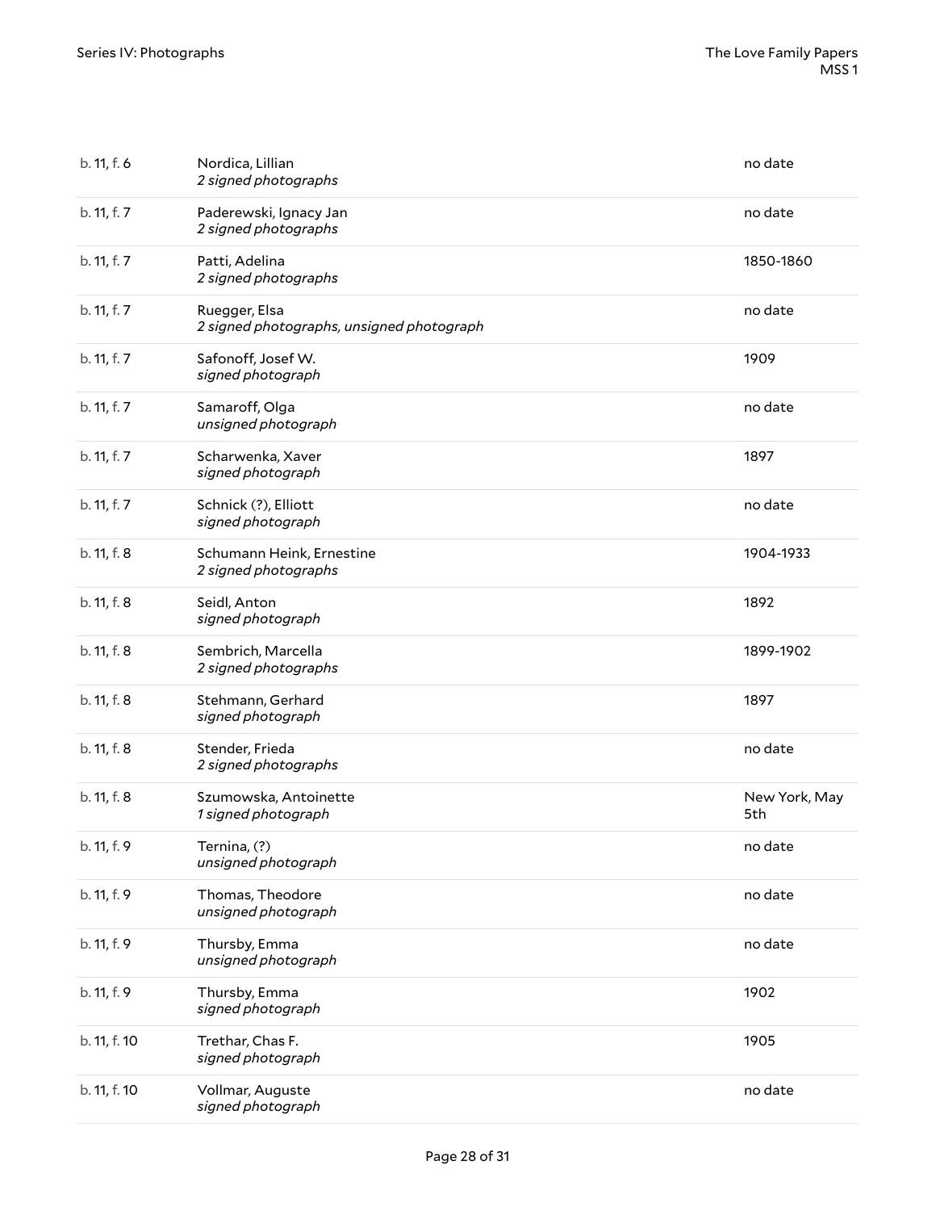| | | |
|---|---|---|
| b. 11, f. 6 | Nordica, Lillian<br>*2 signed photographs* | no date |
| b. 11, f. 7 | Paderewski, Ignacy Jan<br>*2 signed photographs* | no date |
| b. 11, f. 7 | Patti, Adelina<br>*2 signed photographs* | 1850-1860 |
| b. 11, f. 7 | Ruegger, Elsa<br>*2 signed photographs, unsigned photograph* | no date |
| b. 11, f. 7 | Safonoff, Josef W.<br>*signed photograph* | 1909 |
| b. 11, f. 7 | Samaroff, Olga<br>*unsigned photograph* | no date |
| b. 11, f. 7 | Scharwenka, Xaver<br>*signed photograph* | 1897 |
| b. 11, f. 7 | Schnick (?), Elliott<br>*signed photograph* | no date |
| b. 11, f. 8 | Schumann Heink, Ernestine<br>*2 signed photographs* | 1904-1933 |
| b. 11, f. 8 | Seidl, Anton<br>*signed photograph* | 1892 |
| b. 11, f. 8 | Sembrich, Marcella<br>*2 signed photographs* | 1899-1902 |
| b. 11, f. 8 | Stehmann, Gerhard<br>*signed photograph* | 1897 |
| b. 11, f. 8 | Stender, Frieda<br>*2 signed photographs* | no date |
| b. 11, f. 8 | Szumowska, Antoinette<br>*1 signed photograph* | New York, May 5th |
| b. 11, f. 9 | Ternina, (?)<br>*unsigned photograph* | no date |
| b. 11, f. 9 | Thomas, Theodore<br>*unsigned photograph* | no date |
| b. 11, f. 9 | Thursby, Emma<br>*unsigned photograph* | no date |
| b. 11, f. 9 | Thursby, Emma<br>*signed photograph* | 1902 |
| b. 11, f. 10 | Trethar, Chas F.<br>*signed photograph* | 1905 |
| b. 11, f. 10 | Vollmar, Auguste<br>*signed photograph* | no date |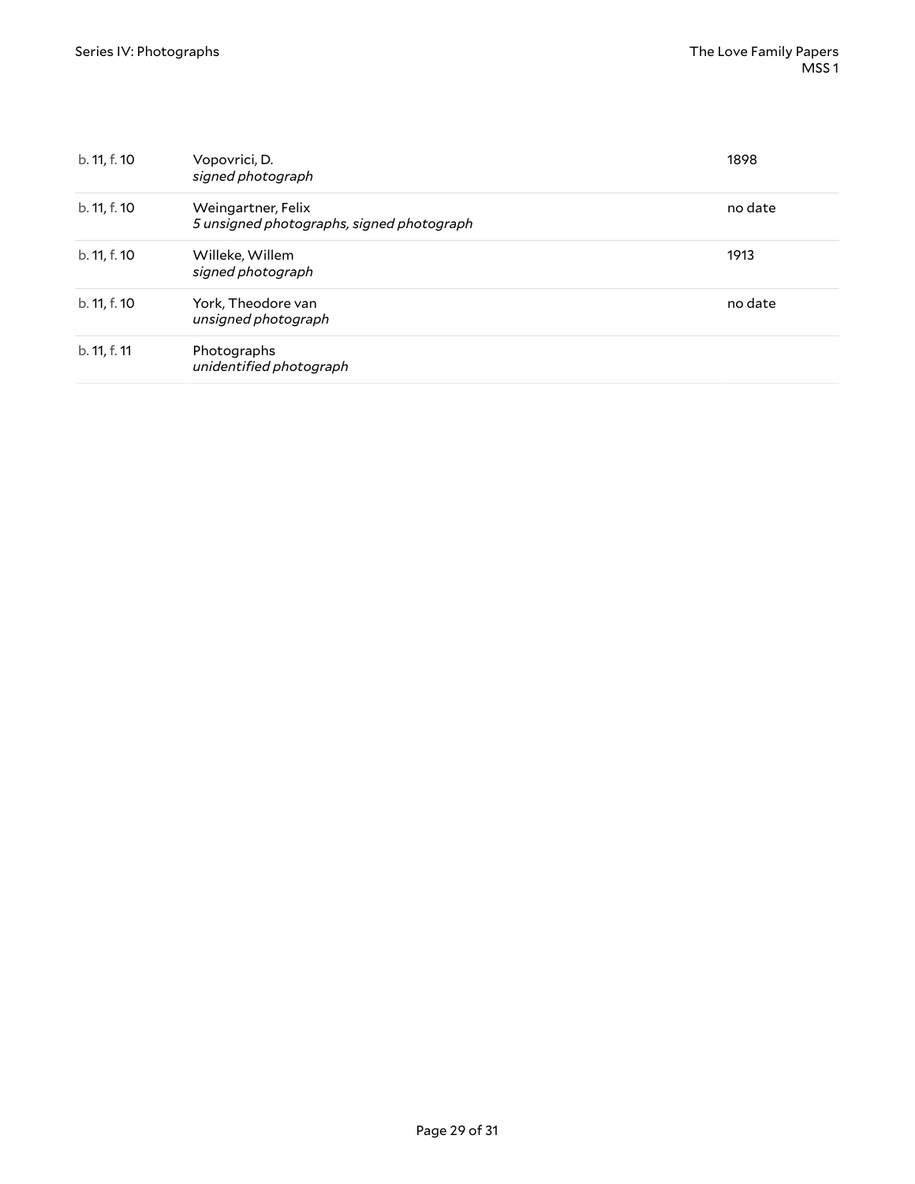| | | |
|---|---|---|
| b. 11, f. 10 | Vopovrici, D.<br>*signed photograph* | 1898 |
| b. 11, f. 10 | Weingartner, Felix<br>*5 unsigned photographs, signed photograph* | no date |
| b. 11, f. 10 | Willeke, Willem<br>*signed photograph* | 1913 |
| b. 11, f. 10 | York, Theodore van<br>*unsigned photograph* | no date |
| b. 11, f. 11 | Photographs<br>*unidentified photograph* | |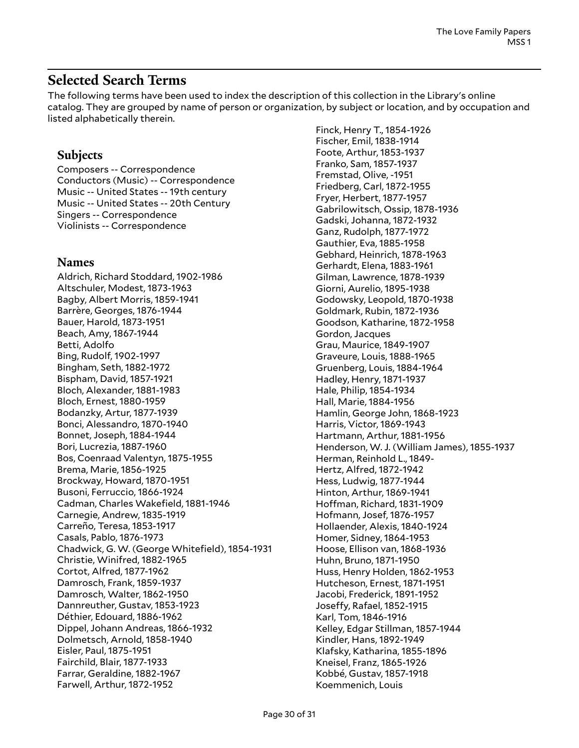## Selected Search Terms

The following terms have been used to index the description of this collection in the Library's online catalog. They are grouped by name of person or organization, by subject or location, and by occupation and listed alphabetically therein.

### Subjects

Composers -- Correspondence
Conductors (Music) -- Correspondence
Music -- United States -- 19th century
Music -- United States -- 20th Century
Singers -- Correspondence
Violinists -- Correspondence

### Names

Aldrich, Richard Stoddard, 1902-1986
Altschuler, Modest, 1873-1963
Bagby, Albert Morris, 1859-1941
Barrère, Georges, 1876-1944
Bauer, Harold, 1873-1951
Beach, Amy, 1867-1944
Betti, Adolfo
Bing, Rudolf, 1902-1997
Bingham, Seth, 1882-1972
Bispham, David, 1857-1921
Bloch, Alexander, 1881-1983
Bloch, Ernest, 1880-1959
Bodanzky, Artur, 1877-1939
Bonci, Alessandro, 1870-1940
Bonnet, Joseph, 1884-1944
Bori, Lucrezia, 1887-1960
Bos, Coenraad Valentyn, 1875-1955
Brema, Marie, 1856-1925
Brockway, Howard, 1870-1951
Busoni, Ferruccio, 1866-1924
Cadman, Charles Wakefield, 1881-1946
Carnegie, Andrew, 1835-1919
Carreño, Teresa, 1853-1917
Casals, Pablo, 1876-1973
Chadwick, G. W. (George Whitefield), 1854-1931
Christie, Winifred, 1882-1965
Cortot, Alfred, 1877-1962
Damrosch, Frank, 1859-1937
Damrosch, Walter, 1862-1950
Dannreuther, Gustav, 1853-1923
Déthier, Edouard, 1886-1962
Dippel, Johann Andreas, 1866-1932
Dolmetsch, Arnold, 1858-1940
Eisler, Paul, 1875-1951
Fairchild, Blair, 1877-1933
Farrar, Geraldine, 1882-1967
Farwell, Arthur, 1872-1952
Finck, Henry T., 1854-1926
Fischer, Emil, 1838-1914
Foote, Arthur, 1853-1937
Franko, Sam, 1857-1937
Fremstad, Olive, -1951
Friedberg, Carl, 1872-1955
Fryer, Herbert, 1877-1957
Gabrilowitsch, Ossip, 1878-1936
Gadski, Johanna, 1872-1932
Ganz, Rudolph, 1877-1972
Gauthier, Eva, 1885-1958
Gebhard, Heinrich, 1878-1963
Gerhardt, Elena, 1883-1961
Gilman, Lawrence, 1878-1939
Giorni, Aurelio, 1895-1938
Godowsky, Leopold, 1870-1938
Goldmark, Rubin, 1872-1936
Goodson, Katharine, 1872-1958
Gordon, Jacques
Grau, Maurice, 1849-1907
Graveure, Louis, 1888-1965
Gruenberg, Louis, 1884-1964
Hadley, Henry, 1871-1937
Hale, Philip, 1854-1934
Hall, Marie, 1884-1956
Hamlin, George John, 1868-1923
Harris, Victor, 1869-1943
Hartmann, Arthur, 1881-1956
Henderson, W. J. (William James), 1855-1937
Herman, Reinhold L., 1849-
Hertz, Alfred, 1872-1942
Hess, Ludwig, 1877-1944
Hinton, Arthur, 1869-1941
Hoffman, Richard, 1831-1909
Hofmann, Josef, 1876-1957
Hollaender, Alexis, 1840-1924
Homer, Sidney, 1864-1953
Hoose, Ellison van, 1868-1936
Huhn, Bruno, 1871-1950
Huss, Henry Holden, 1862-1953
Hutcheson, Ernest, 1871-1951
Jacobi, Frederick, 1891-1952
Joseffy, Rafael, 1852-1915
Karl, Tom, 1846-1916
Kelley, Edgar Stillman, 1857-1944
Kindler, Hans, 1892-1949
Klafsky, Katharina, 1855-1896
Kneisel, Franz, 1865-1926
Kobbé, Gustav, 1857-1918
Koemmenich, Louis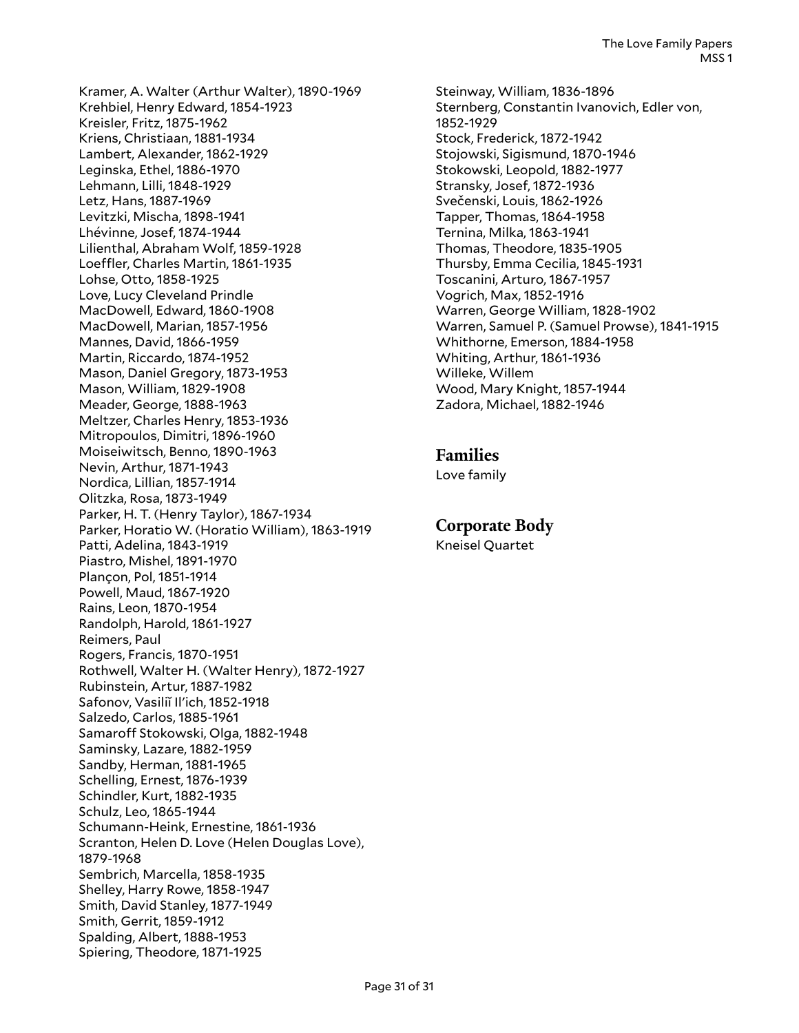Kramer, A. Walter (Arthur Walter), 1890-1969
Krehbiel, Henry Edward, 1854-1923
Kreisler, Fritz, 1875-1962
Kriens, Christiaan, 1881-1934
Lambert, Alexander, 1862-1929
Leginska, Ethel, 1886-1970
Lehmann, Lilli, 1848-1929
Letz, Hans, 1887-1969
Levitzki, Mischa, 1898-1941
Lhévinne, Josef, 1874-1944
Lilienthal, Abraham Wolf, 1859-1928
Loeffler, Charles Martin, 1861-1935
Lohse, Otto, 1858-1925
Love, Lucy Cleveland Prindle
MacDowell, Edward, 1860-1908
MacDowell, Marian, 1857-1956
Mannes, David, 1866-1959
Martin, Riccardo, 1874-1952
Mason, Daniel Gregory, 1873-1953
Mason, William, 1829-1908
Meader, George, 1888-1963
Meltzer, Charles Henry, 1853-1936
Mitropoulos, Dimitri, 1896-1960
Moiseiwitsch, Benno, 1890-1963
Nevin, Arthur, 1871-1943
Nordica, Lillian, 1857-1914
Olitzka, Rosa, 1873-1949
Parker, H. T. (Henry Taylor), 1867-1934
Parker, Horatio W. (Horatio William), 1863-1919
Patti, Adelina, 1843-1919
Piastro, Mishel, 1891-1970
Plançon, Pol, 1851-1914
Powell, Maud, 1867-1920
Rains, Leon, 1870-1954
Randolph, Harold, 1861-1927
Reimers, Paul
Rogers, Francis, 1870-1951
Rothwell, Walter H. (Walter Henry), 1872-1927
Rubinstein, Artur, 1887-1982
Safonov, Vasiliĭ Il'ich, 1852-1918
Salzedo, Carlos, 1885-1961
Samaroff Stokowski, Olga, 1882-1948
Saminsky, Lazare, 1882-1959
Sandby, Herman, 1881-1965
Schelling, Ernest, 1876-1939
Schindler, Kurt, 1882-1935
Schulz, Leo, 1865-1944
Schumann-Heink, Ernestine, 1861-1936
Scranton, Helen D. Love (Helen Douglas Love), 1879-1968
Sembrich, Marcella, 1858-1935
Shelley, Harry Rowe, 1858-1947
Smith, David Stanley, 1877-1949
Smith, Gerrit, 1859-1912
Spalding, Albert, 1888-1953
Spiering, Theodore, 1871-1925
Steinway, William, 1836-1896
Sternberg, Constantin Ivanovich, Edler von, 1852-1929
Stock, Frederick, 1872-1942
Stojowski, Sigismund, 1870-1946
Stokowski, Leopold, 1882-1977
Stransky, Josef, 1872-1936
Svečenski, Louis, 1862-1926
Tapper, Thomas, 1864-1958
Ternina, Milka, 1863-1941
Thomas, Theodore, 1835-1905
Thursby, Emma Cecilia, 1845-1931
Toscanini, Arturo, 1867-1957
Vogrich, Max, 1852-1916
Warren, George William, 1828-1902
Warren, Samuel P. (Samuel Prowse), 1841-1915
Whithorne, Emerson, 1884-1958
Whiting, Arthur, 1861-1936
Willeke, Willem
Wood, Mary Knight, 1857-1944
Zadora, Michael, 1882-1946

## Families

Love family

## Corporate Body

Kneisel Quartet